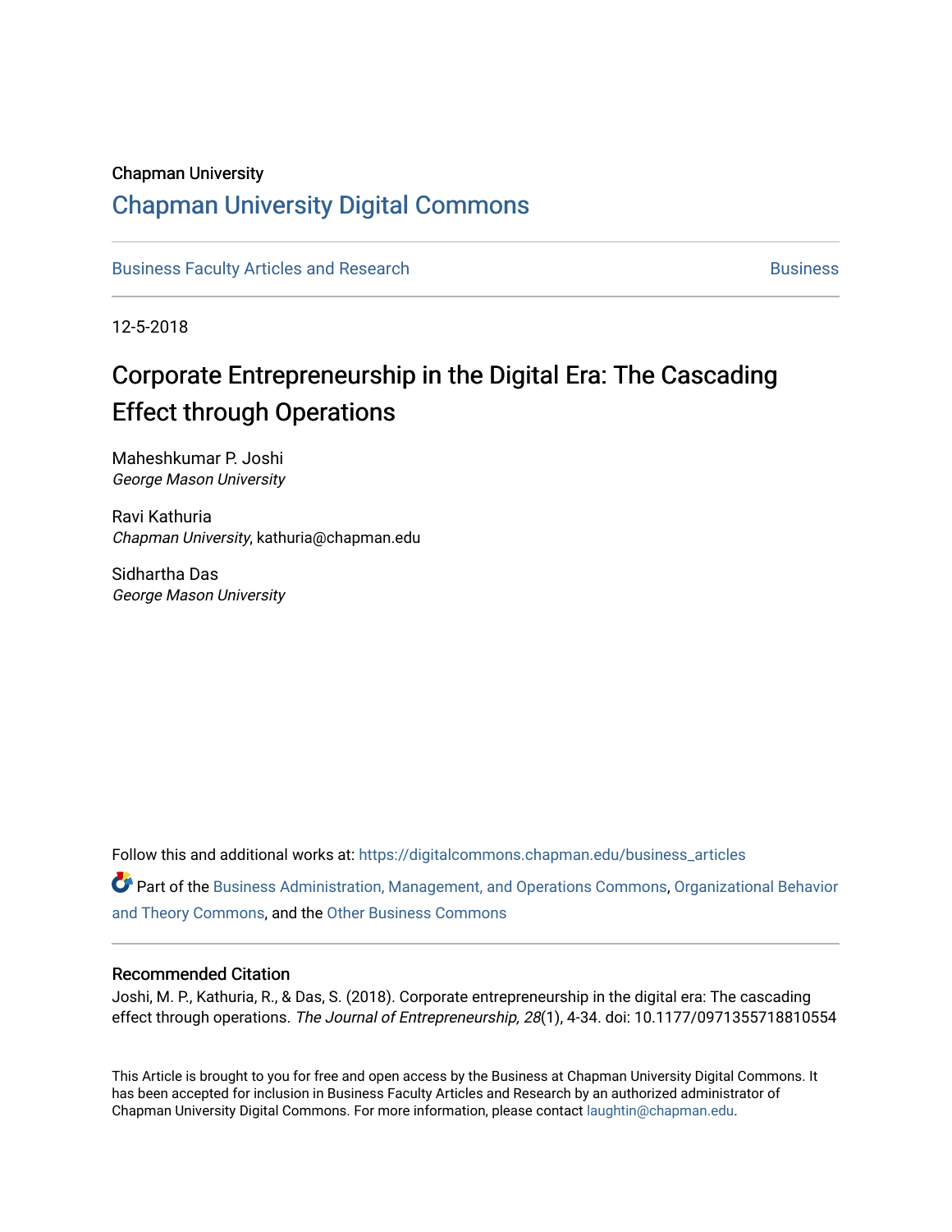Chapman University

# Chapman University Digital Commons

Business Faculty Articles and Research | Business

12-5-2018

# Corporate Entrepreneurship in the Digital Era: The Cascading Effect through Operations

Maheshkumar P. Joshi
*George Mason University*

Ravi Kathuria
*Chapman University*, kathuria@chapman.edu

Sidhartha Das
*George Mason University*

Follow this and additional works at: https://digitalcommons.chapman.edu/business_articles

Part of the Business Administration, Management, and Operations Commons, Organizational Behavior and Theory Commons, and the Other Business Commons

## Recommended Citation

Joshi, M. P., Kathuria, R., & Das, S. (2018). Corporate entrepreneurship in the digital era: The cascading effect through operations. *The Journal of Entrepreneurship, 28*(1), 4-34. doi: 10.1177/0971355718810554

This Article is brought to you for free and open access by the Business at Chapman University Digital Commons. It has been accepted for inclusion in Business Faculty Articles and Research by an authorized administrator of Chapman University Digital Commons. For more information, please contact laughtin@chapman.edu.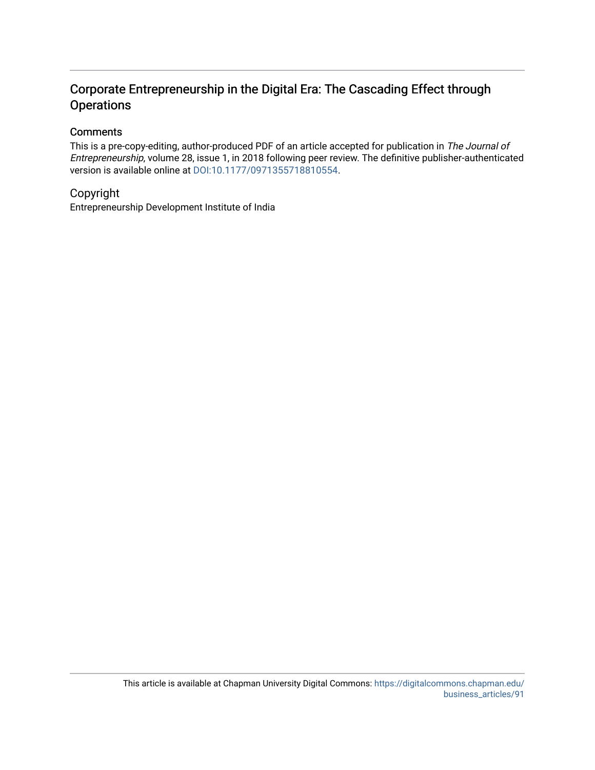# Corporate Entrepreneurship in the Digital Era: The Cascading Effect through Operations

## Comments

This is a pre-copy-editing, author-produced PDF of an article accepted for publication in *The Journal of Entrepreneurship*, volume 28, issue 1, in 2018 following peer review. The definitive publisher-authenticated version is available online at DOI:10.1177/0971355718810554.

## Copyright

Entrepreneurship Development Institute of India

This article is available at Chapman University Digital Commons: https://digitalcommons.chapman.edu/business_articles/91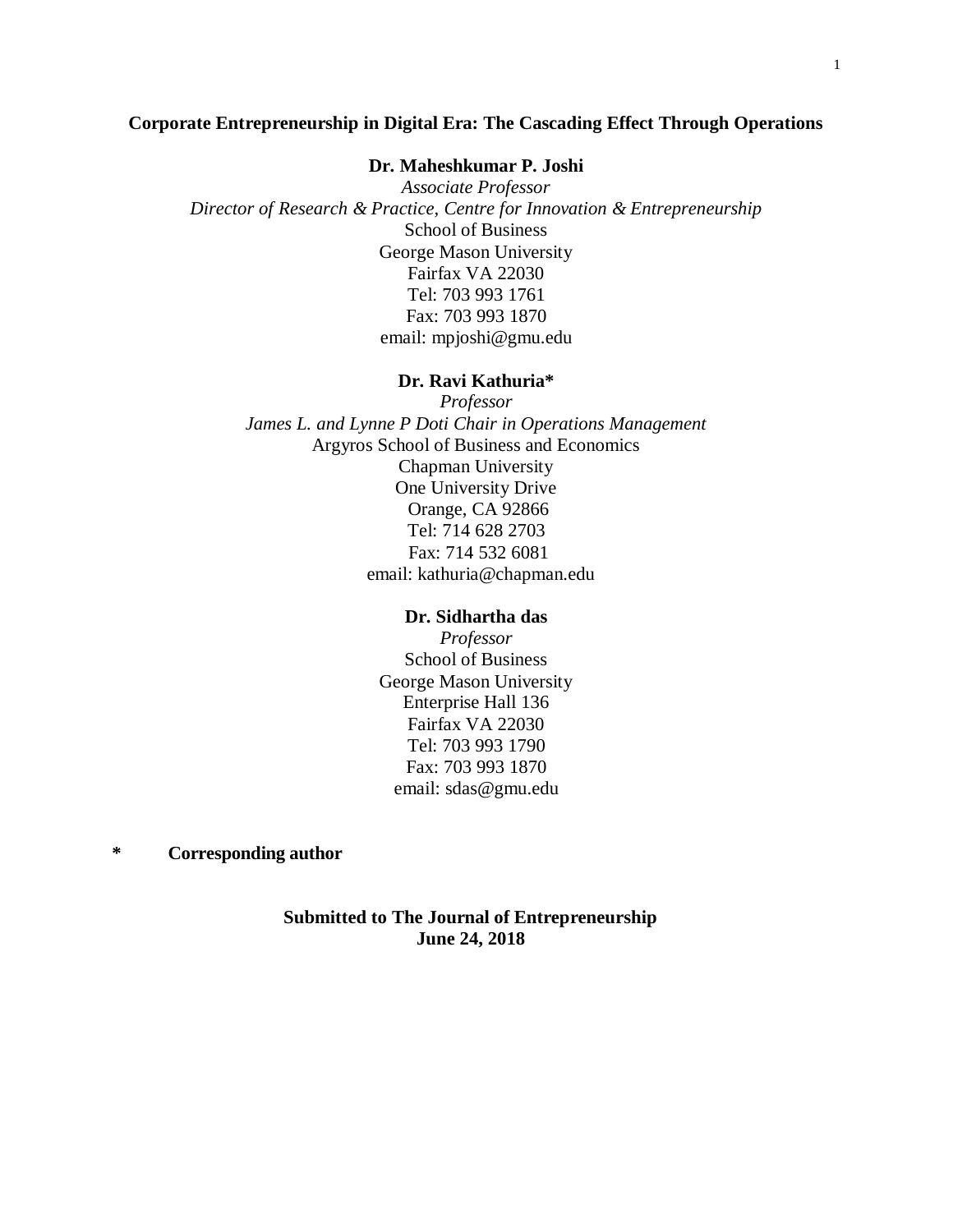**Corporate Entrepreneurship in Digital Era: The Cascading Effect Through Operations**

**Dr. Maheshkumar P. Joshi**
*Associate Professor*
*Director of Research & Practice, Centre for Innovation & Entrepreneurship*
School of Business
George Mason University
Fairfax VA 22030
Tel: 703 993 1761
Fax: 703 993 1870
email: mpjoshi@gmu.edu

**Dr. Ravi Kathuria***
*Professor*
*James L. and Lynne P Doti Chair in Operations Management*
Argyros School of Business and Economics
Chapman University
One University Drive
Orange, CA 92866
Tel: 714 628 2703
Fax: 714 532 6081
email: kathuria@chapman.edu

**Dr. Sidhartha das**
*Professor*
School of Business
George Mason University
Enterprise Hall 136
Fairfax VA 22030
Tel: 703 993 1790
Fax: 703 993 1870
email: sdas@gmu.edu

**\*** **Corresponding author**

**Submitted to The Journal of Entrepreneurship**
**June 24, 2018**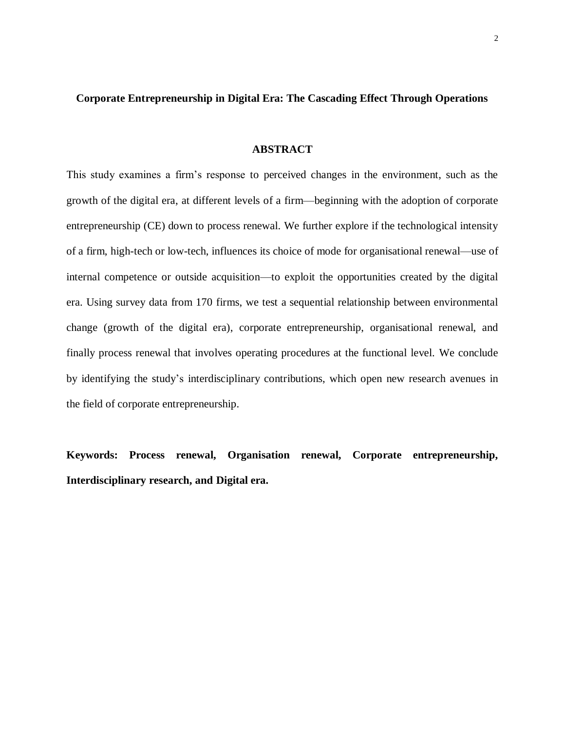# Corporate Entrepreneurship in Digital Era: The Cascading Effect Through Operations

## ABSTRACT

This study examines a firm's response to perceived changes in the environment, such as the growth of the digital era, at different levels of a firm—beginning with the adoption of corporate entrepreneurship (CE) down to process renewal. We further explore if the technological intensity of a firm, high-tech or low-tech, influences its choice of mode for organisational renewal—use of internal competence or outside acquisition—to exploit the opportunities created by the digital era. Using survey data from 170 firms, we test a sequential relationship between environmental change (growth of the digital era), corporate entrepreneurship, organisational renewal, and finally process renewal that involves operating procedures at the functional level. We conclude by identifying the study's interdisciplinary contributions, which open new research avenues in the field of corporate entrepreneurship.

**Keywords: Process renewal, Organisation renewal, Corporate entrepreneurship, Interdisciplinary research, and Digital era.**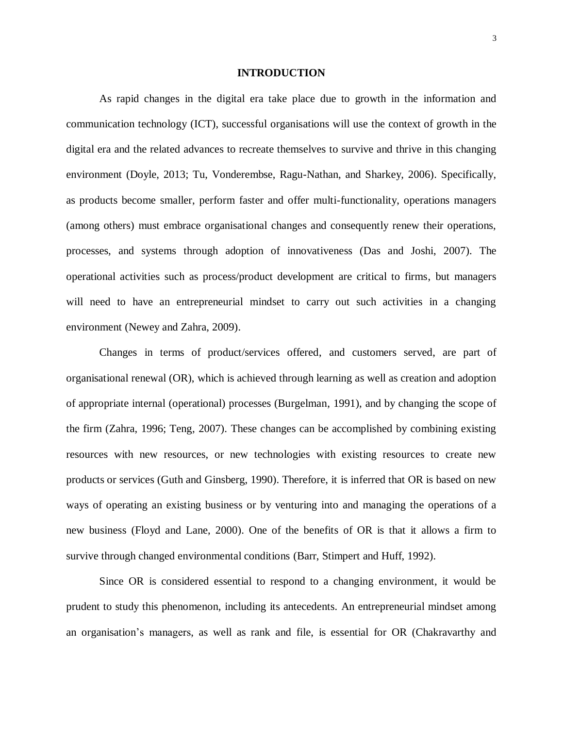# INTRODUCTION

As rapid changes in the digital era take place due to growth in the information and communication technology (ICT), successful organisations will use the context of growth in the digital era and the related advances to recreate themselves to survive and thrive in this changing environment (Doyle, 2013; Tu, Vonderembse, Ragu-Nathan, and Sharkey, 2006). Specifically, as products become smaller, perform faster and offer multi-functionality, operations managers (among others) must embrace organisational changes and consequently renew their operations, processes, and systems through adoption of innovativeness (Das and Joshi, 2007). The operational activities such as process/product development are critical to firms, but managers will need to have an entrepreneurial mindset to carry out such activities in a changing environment (Newey and Zahra, 2009).

Changes in terms of product/services offered, and customers served, are part of organisational renewal (OR), which is achieved through learning as well as creation and adoption of appropriate internal (operational) processes (Burgelman, 1991), and by changing the scope of the firm (Zahra, 1996; Teng, 2007). These changes can be accomplished by combining existing resources with new resources, or new technologies with existing resources to create new products or services (Guth and Ginsberg, 1990). Therefore, it is inferred that OR is based on new ways of operating an existing business or by venturing into and managing the operations of a new business (Floyd and Lane, 2000). One of the benefits of OR is that it allows a firm to survive through changed environmental conditions (Barr, Stimpert and Huff, 1992).

Since OR is considered essential to respond to a changing environment, it would be prudent to study this phenomenon, including its antecedents. An entrepreneurial mindset among an organisation's managers, as well as rank and file, is essential for OR (Chakravarthy and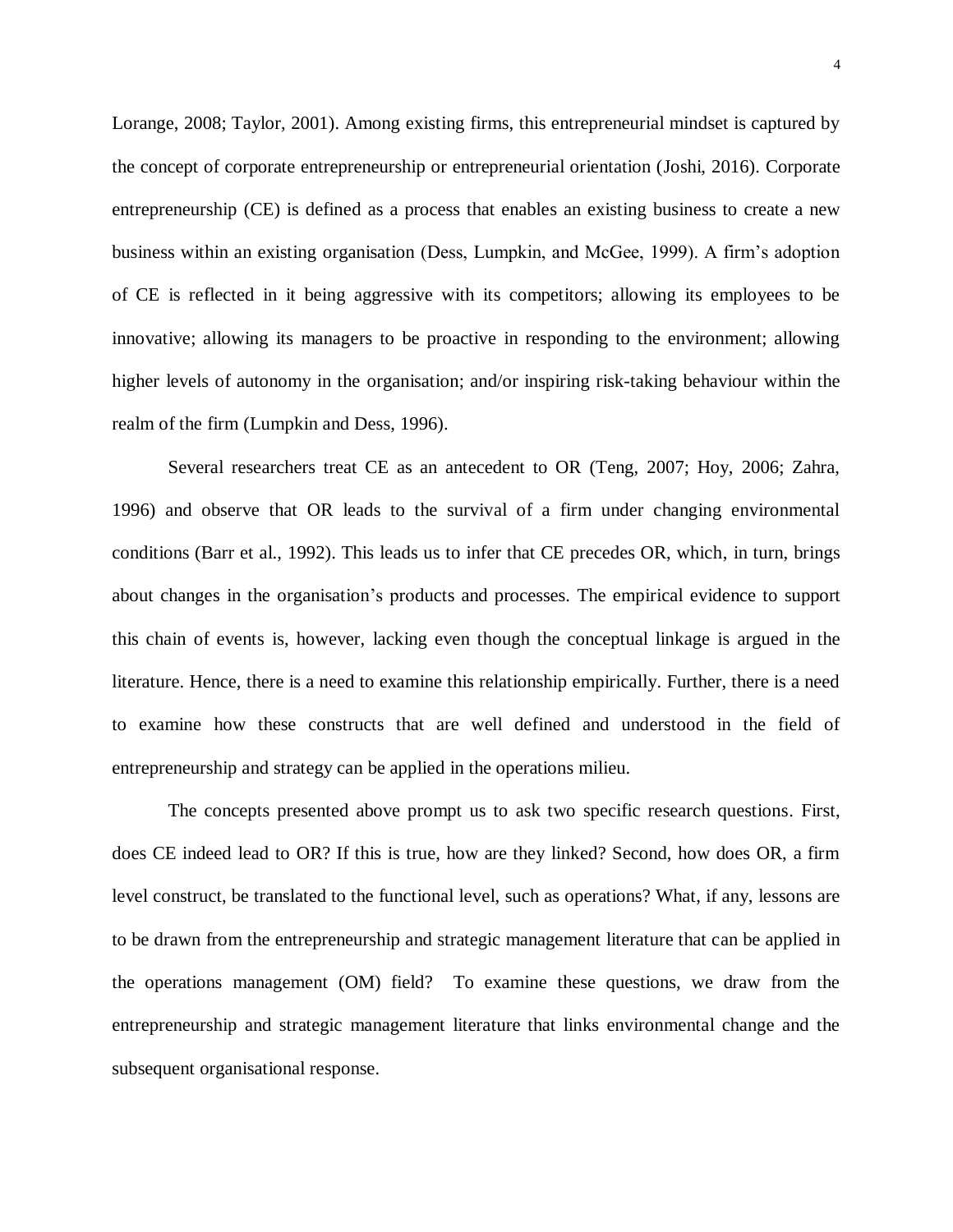Lorange, 2008; Taylor, 2001). Among existing firms, this entrepreneurial mindset is captured by the concept of corporate entrepreneurship or entrepreneurial orientation (Joshi, 2016). Corporate entrepreneurship (CE) is defined as a process that enables an existing business to create a new business within an existing organisation (Dess, Lumpkin, and McGee, 1999). A firm's adoption of CE is reflected in it being aggressive with its competitors; allowing its employees to be innovative; allowing its managers to be proactive in responding to the environment; allowing higher levels of autonomy in the organisation; and/or inspiring risk-taking behaviour within the realm of the firm (Lumpkin and Dess, 1996).

Several researchers treat CE as an antecedent to OR (Teng, 2007; Hoy, 2006; Zahra, 1996) and observe that OR leads to the survival of a firm under changing environmental conditions (Barr et al., 1992). This leads us to infer that CE precedes OR, which, in turn, brings about changes in the organisation's products and processes. The empirical evidence to support this chain of events is, however, lacking even though the conceptual linkage is argued in the literature. Hence, there is a need to examine this relationship empirically. Further, there is a need to examine how these constructs that are well defined and understood in the field of entrepreneurship and strategy can be applied in the operations milieu.

The concepts presented above prompt us to ask two specific research questions. First, does CE indeed lead to OR? If this is true, how are they linked? Second, how does OR, a firm level construct, be translated to the functional level, such as operations? What, if any, lessons are to be drawn from the entrepreneurship and strategic management literature that can be applied in the operations management (OM) field? To examine these questions, we draw from the entrepreneurship and strategic management literature that links environmental change and the subsequent organisational response.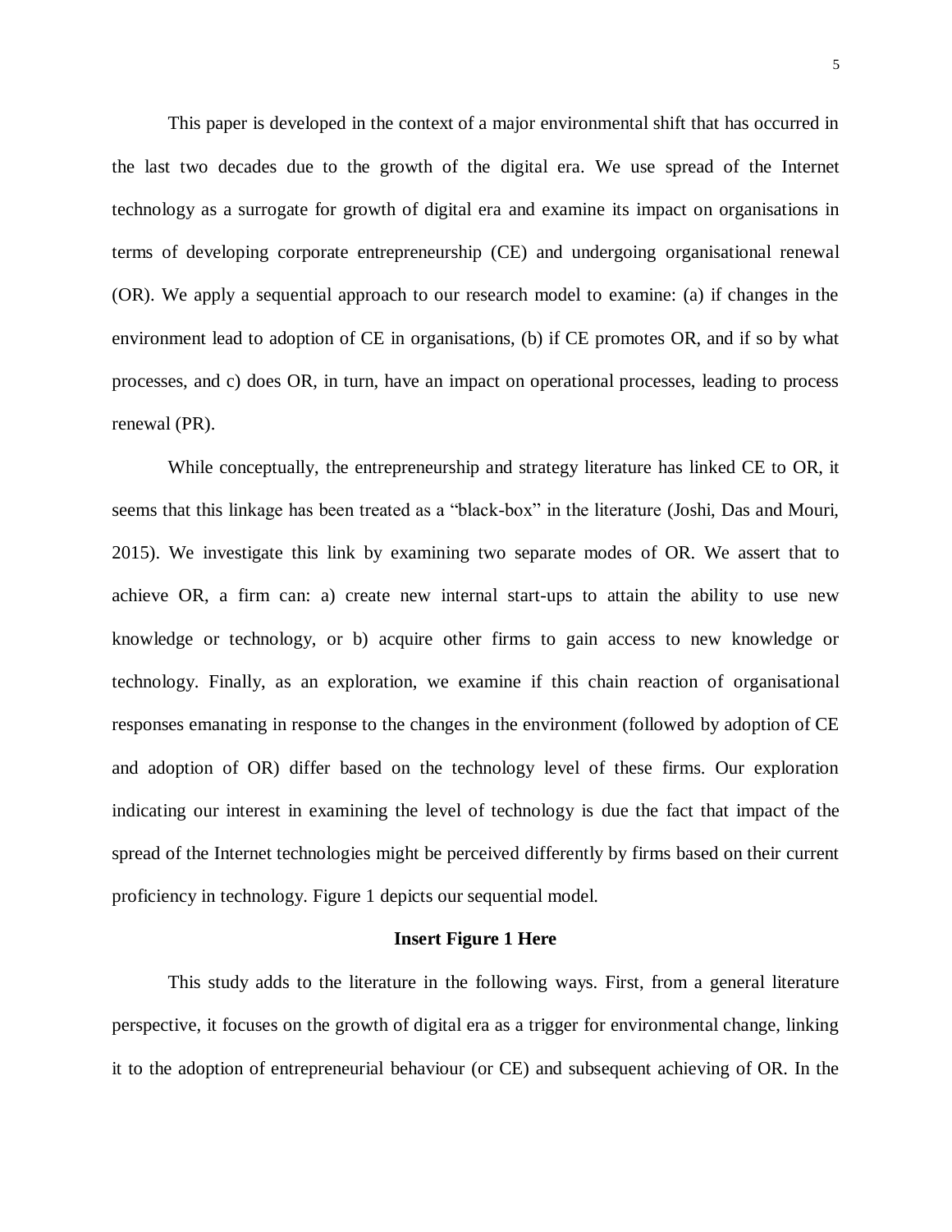This paper is developed in the context of a major environmental shift that has occurred in the last two decades due to the growth of the digital era. We use spread of the Internet technology as a surrogate for growth of digital era and examine its impact on organisations in terms of developing corporate entrepreneurship (CE) and undergoing organisational renewal (OR). We apply a sequential approach to our research model to examine: (a) if changes in the environment lead to adoption of CE in organisations, (b) if CE promotes OR, and if so by what processes, and c) does OR, in turn, have an impact on operational processes, leading to process renewal (PR).

While conceptually, the entrepreneurship and strategy literature has linked CE to OR, it seems that this linkage has been treated as a "black-box" in the literature (Joshi, Das and Mouri, 2015). We investigate this link by examining two separate modes of OR. We assert that to achieve OR, a firm can: a) create new internal start-ups to attain the ability to use new knowledge or technology, or b) acquire other firms to gain access to new knowledge or technology. Finally, as an exploration, we examine if this chain reaction of organisational responses emanating in response to the changes in the environment (followed by adoption of CE and adoption of OR) differ based on the technology level of these firms. Our exploration indicating our interest in examining the level of technology is due the fact that impact of the spread of the Internet technologies might be perceived differently by firms based on their current proficiency in technology. Figure 1 depicts our sequential model.

**Insert Figure 1 Here**

This study adds to the literature in the following ways. First, from a general literature perspective, it focuses on the growth of digital era as a trigger for environmental change, linking it to the adoption of entrepreneurial behaviour (or CE) and subsequent achieving of OR. In the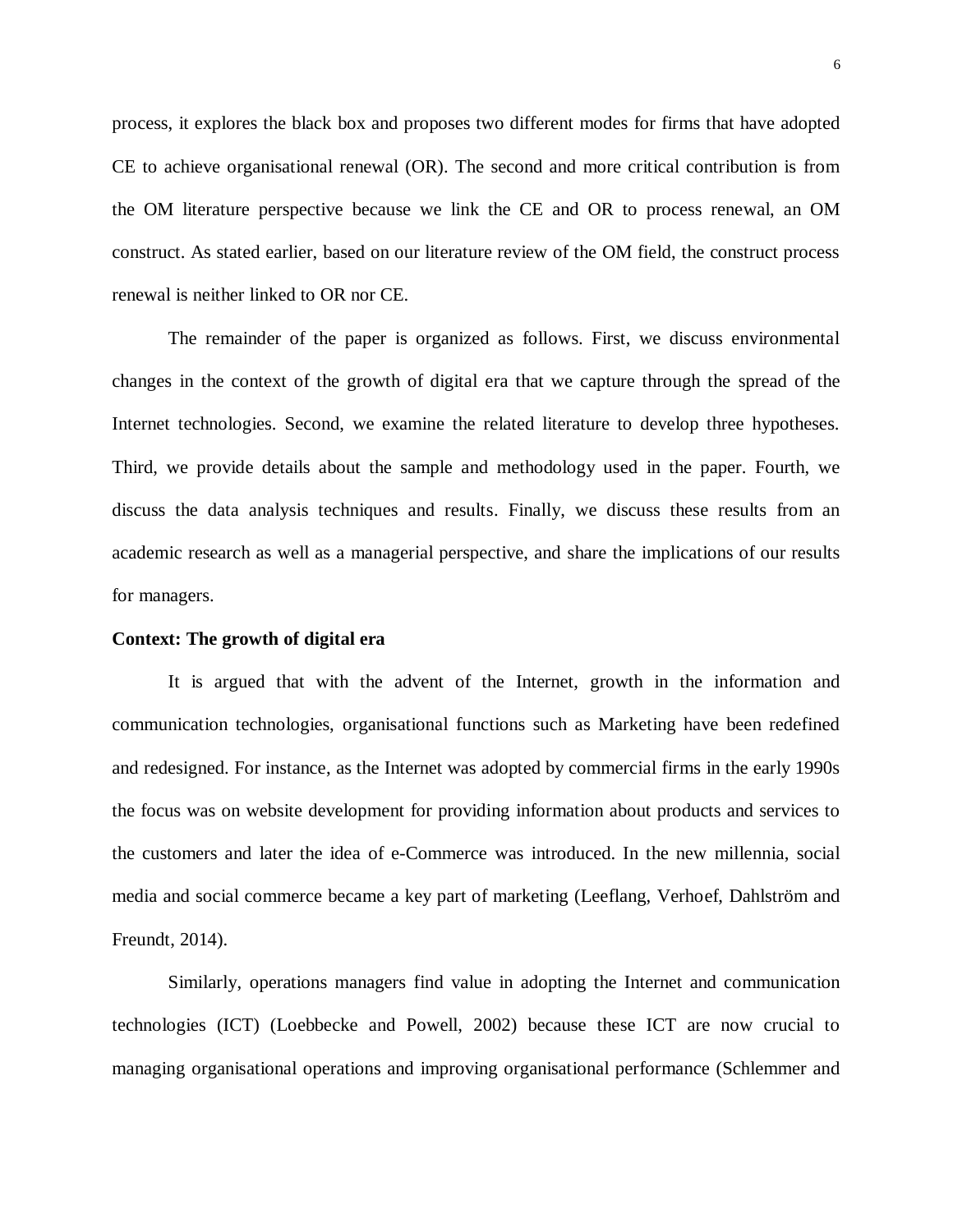process, it explores the black box and proposes two different modes for firms that have adopted CE to achieve organisational renewal (OR). The second and more critical contribution is from the OM literature perspective because we link the CE and OR to process renewal, an OM construct. As stated earlier, based on our literature review of the OM field, the construct process renewal is neither linked to OR nor CE.

The remainder of the paper is organized as follows. First, we discuss environmental changes in the context of the growth of digital era that we capture through the spread of the Internet technologies. Second, we examine the related literature to develop three hypotheses. Third, we provide details about the sample and methodology used in the paper. Fourth, we discuss the data analysis techniques and results. Finally, we discuss these results from an academic research as well as a managerial perspective, and share the implications of our results for managers.

**Context: The growth of digital era**

It is argued that with the advent of the Internet, growth in the information and communication technologies, organisational functions such as Marketing have been redefined and redesigned. For instance, as the Internet was adopted by commercial firms in the early 1990s the focus was on website development for providing information about products and services to the customers and later the idea of e-Commerce was introduced. In the new millennia, social media and social commerce became a key part of marketing (Leeflang, Verhoef, Dahlström and Freundt, 2014).

Similarly, operations managers find value in adopting the Internet and communication technologies (ICT) (Loebbecke and Powell, 2002) because these ICT are now crucial to managing organisational operations and improving organisational performance (Schlemmer and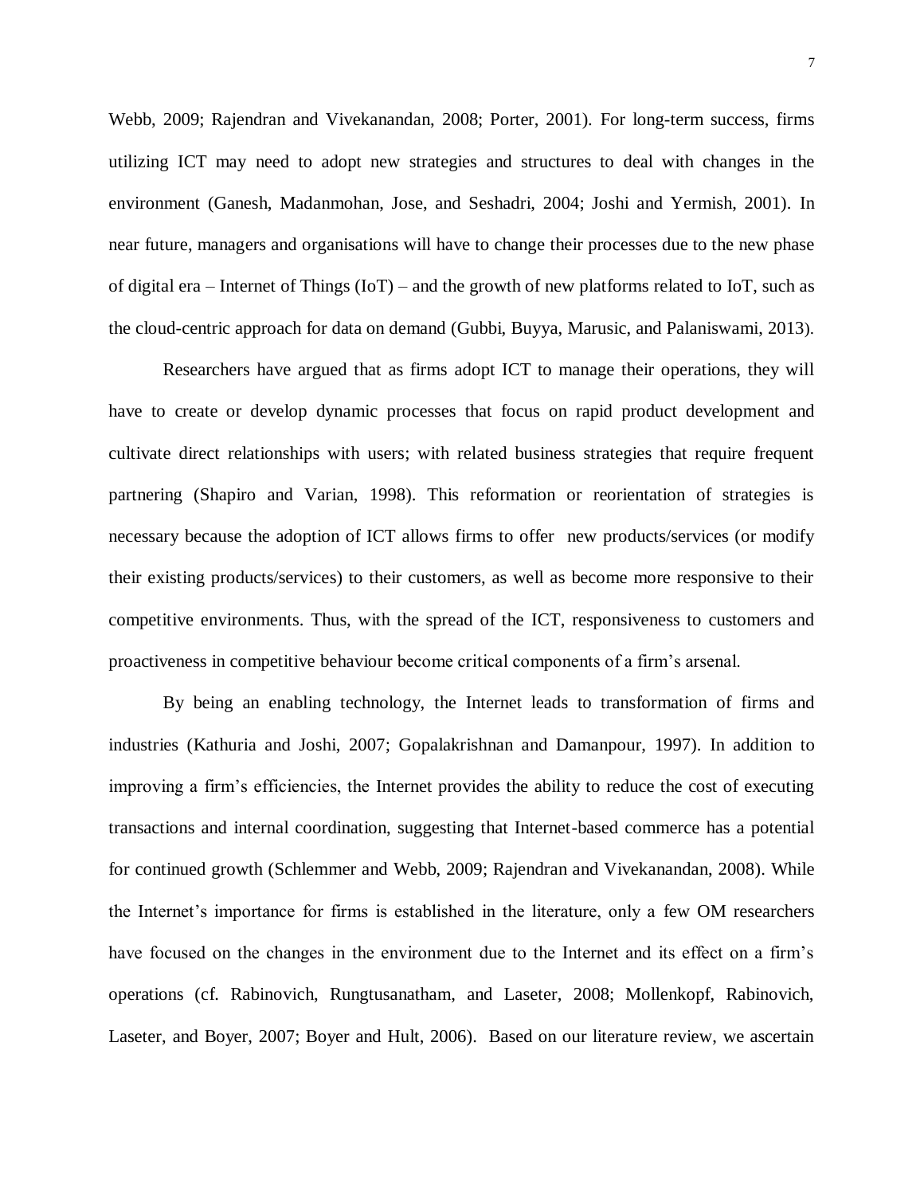Webb, 2009; Rajendran and Vivekanandan, 2008; Porter, 2001). For long-term success, firms utilizing ICT may need to adopt new strategies and structures to deal with changes in the environment (Ganesh, Madanmohan, Jose, and Seshadri, 2004; Joshi and Yermish, 2001). In near future, managers and organisations will have to change their processes due to the new phase of digital era – Internet of Things (IoT) – and the growth of new platforms related to IoT, such as the cloud-centric approach for data on demand (Gubbi, Buyya, Marusic, and Palaniswami, 2013).

Researchers have argued that as firms adopt ICT to manage their operations, they will have to create or develop dynamic processes that focus on rapid product development and cultivate direct relationships with users; with related business strategies that require frequent partnering (Shapiro and Varian, 1998). This reformation or reorientation of strategies is necessary because the adoption of ICT allows firms to offer new products/services (or modify their existing products/services) to their customers, as well as become more responsive to their competitive environments. Thus, with the spread of the ICT, responsiveness to customers and proactiveness in competitive behaviour become critical components of a firm's arsenal.

By being an enabling technology, the Internet leads to transformation of firms and industries (Kathuria and Joshi, 2007; Gopalakrishnan and Damanpour, 1997). In addition to improving a firm's efficiencies, the Internet provides the ability to reduce the cost of executing transactions and internal coordination, suggesting that Internet-based commerce has a potential for continued growth (Schlemmer and Webb, 2009; Rajendran and Vivekanandan, 2008). While the Internet's importance for firms is established in the literature, only a few OM researchers have focused on the changes in the environment due to the Internet and its effect on a firm's operations (cf. Rabinovich, Rungtusanatham, and Laseter, 2008; Mollenkopf, Rabinovich, Laseter, and Boyer, 2007; Boyer and Hult, 2006). Based on our literature review, we ascertain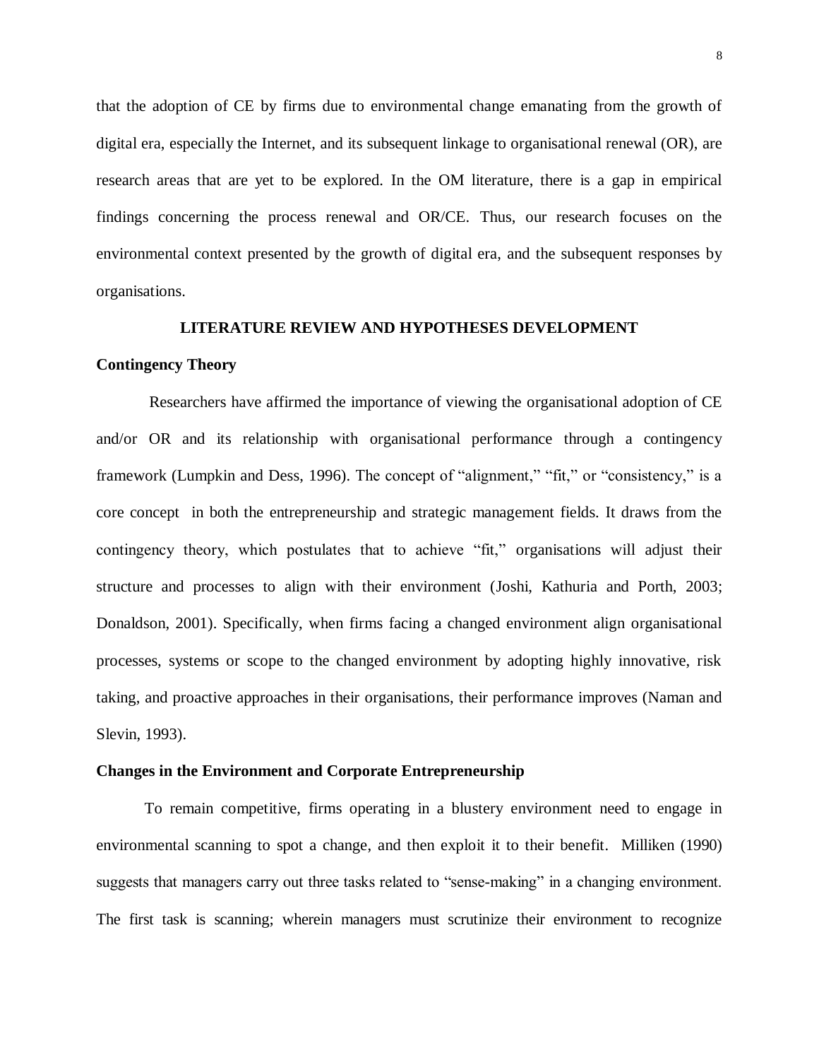that the adoption of CE by firms due to environmental change emanating from the growth of digital era, especially the Internet, and its subsequent linkage to organisational renewal (OR), are research areas that are yet to be explored. In the OM literature, there is a gap in empirical findings concerning the process renewal and OR/CE. Thus, our research focuses on the environmental context presented by the growth of digital era, and the subsequent responses by organisations.

## LITERATURE REVIEW AND HYPOTHESES DEVELOPMENT

### Contingency Theory

Researchers have affirmed the importance of viewing the organisational adoption of CE and/or OR and its relationship with organisational performance through a contingency framework (Lumpkin and Dess, 1996). The concept of "alignment," "fit," or "consistency," is a core concept in both the entrepreneurship and strategic management fields. It draws from the contingency theory, which postulates that to achieve "fit," organisations will adjust their structure and processes to align with their environment (Joshi, Kathuria and Porth, 2003; Donaldson, 2001). Specifically, when firms facing a changed environment align organisational processes, systems or scope to the changed environment by adopting highly innovative, risk taking, and proactive approaches in their organisations, their performance improves (Naman and Slevin, 1993).

### Changes in the Environment and Corporate Entrepreneurship

To remain competitive, firms operating in a blustery environment need to engage in environmental scanning to spot a change, and then exploit it to their benefit. Milliken (1990) suggests that managers carry out three tasks related to "sense-making" in a changing environment. The first task is scanning; wherein managers must scrutinize their environment to recognize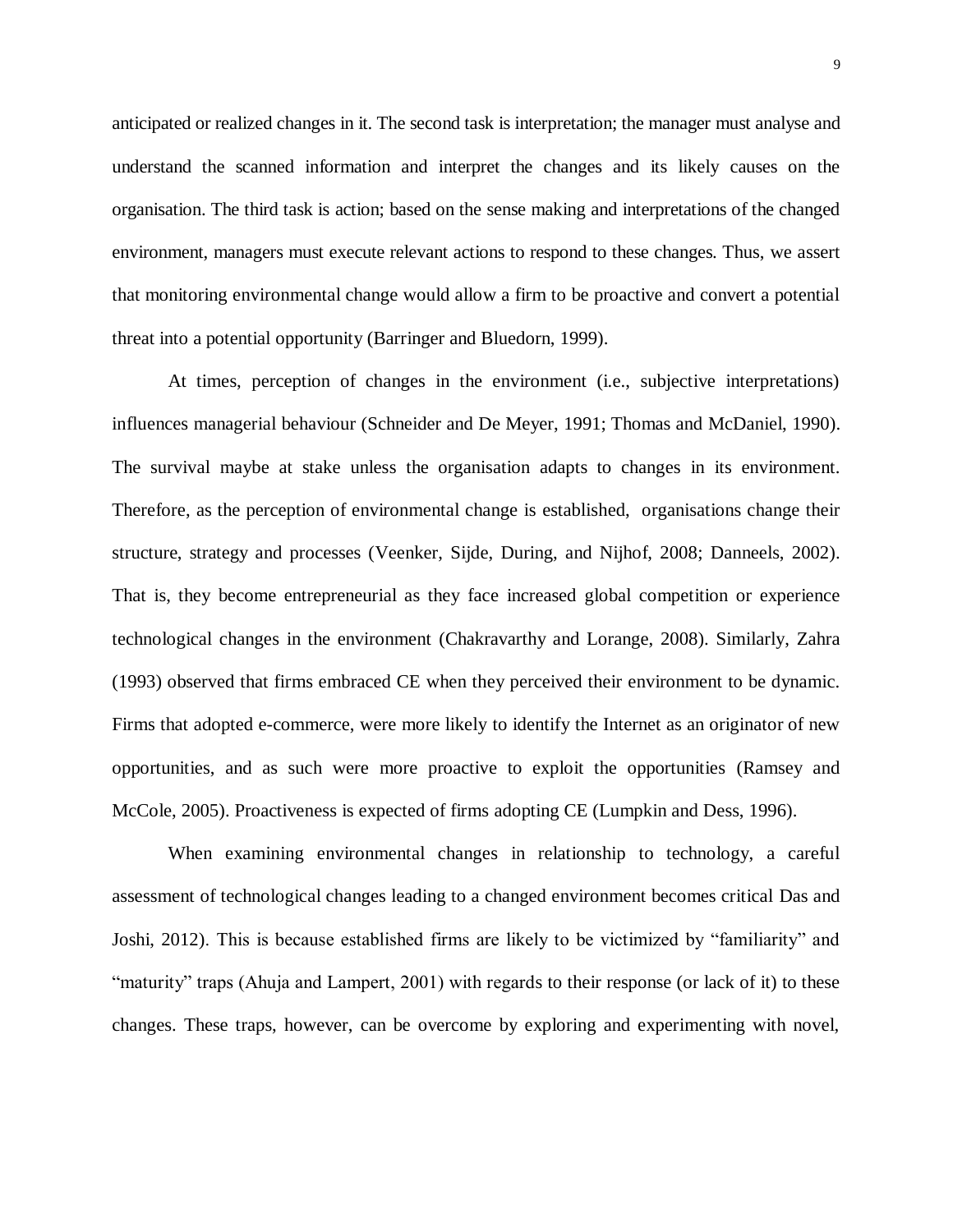anticipated or realized changes in it. The second task is interpretation; the manager must analyse and understand the scanned information and interpret the changes and its likely causes on the organisation. The third task is action; based on the sense making and interpretations of the changed environment, managers must execute relevant actions to respond to these changes. Thus, we assert that monitoring environmental change would allow a firm to be proactive and convert a potential threat into a potential opportunity (Barringer and Bluedorn, 1999).

At times, perception of changes in the environment (i.e., subjective interpretations) influences managerial behaviour (Schneider and De Meyer, 1991; Thomas and McDaniel, 1990). The survival maybe at stake unless the organisation adapts to changes in its environment. Therefore, as the perception of environmental change is established, organisations change their structure, strategy and processes (Veenker, Sijde, During, and Nijhof, 2008; Danneels, 2002). That is, they become entrepreneurial as they face increased global competition or experience technological changes in the environment (Chakravarthy and Lorange, 2008). Similarly, Zahra (1993) observed that firms embraced CE when they perceived their environment to be dynamic. Firms that adopted e-commerce, were more likely to identify the Internet as an originator of new opportunities, and as such were more proactive to exploit the opportunities (Ramsey and McCole, 2005). Proactiveness is expected of firms adopting CE (Lumpkin and Dess, 1996).

When examining environmental changes in relationship to technology, a careful assessment of technological changes leading to a changed environment becomes critical Das and Joshi, 2012). This is because established firms are likely to be victimized by "familiarity" and "maturity" traps (Ahuja and Lampert, 2001) with regards to their response (or lack of it) to these changes. These traps, however, can be overcome by exploring and experimenting with novel,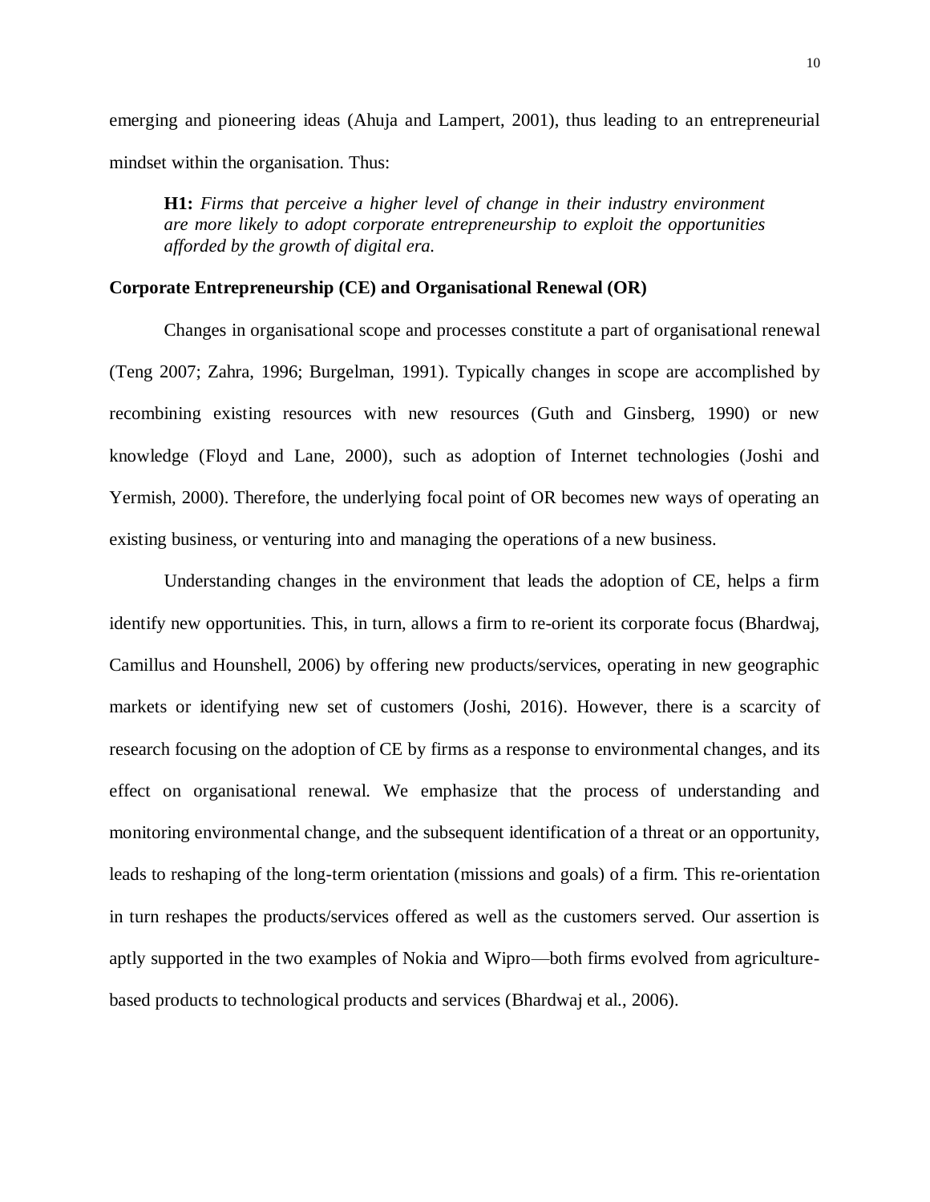emerging and pioneering ideas (Ahuja and Lampert, 2001), thus leading to an entrepreneurial mindset within the organisation. Thus:

> **H1:** *Firms that perceive a higher level of change in their industry environment are more likely to adopt corporate entrepreneurship to exploit the opportunities afforded by the growth of digital era.*

**Corporate Entrepreneurship (CE) and Organisational Renewal (OR)**

Changes in organisational scope and processes constitute a part of organisational renewal (Teng 2007; Zahra, 1996; Burgelman, 1991). Typically changes in scope are accomplished by recombining existing resources with new resources (Guth and Ginsberg, 1990) or new knowledge (Floyd and Lane, 2000), such as adoption of Internet technologies (Joshi and Yermish, 2000). Therefore, the underlying focal point of OR becomes new ways of operating an existing business, or venturing into and managing the operations of a new business.

Understanding changes in the environment that leads the adoption of CE, helps a firm identify new opportunities. This, in turn, allows a firm to re-orient its corporate focus (Bhardwaj, Camillus and Hounshell, 2006) by offering new products/services, operating in new geographic markets or identifying new set of customers (Joshi, 2016). However, there is a scarcity of research focusing on the adoption of CE by firms as a response to environmental changes, and its effect on organisational renewal. We emphasize that the process of understanding and monitoring environmental change, and the subsequent identification of a threat or an opportunity, leads to reshaping of the long-term orientation (missions and goals) of a firm. This re-orientation in turn reshapes the products/services offered as well as the customers served. Our assertion is aptly supported in the two examples of Nokia and Wipro—both firms evolved from agriculture-based products to technological products and services (Bhardwaj et al., 2006).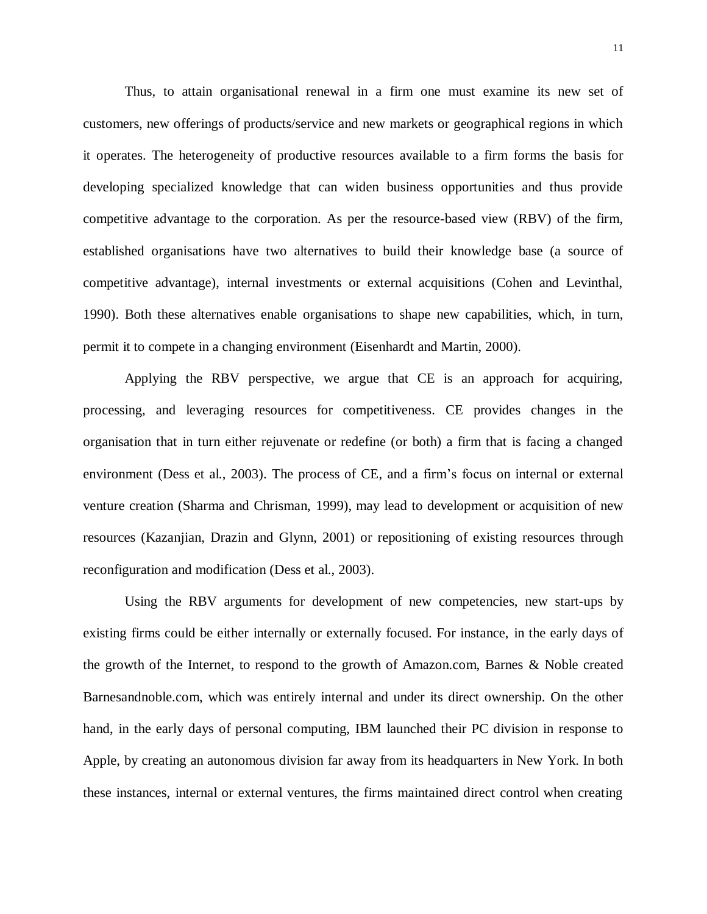Thus, to attain organisational renewal in a firm one must examine its new set of customers, new offerings of products/service and new markets or geographical regions in which it operates. The heterogeneity of productive resources available to a firm forms the basis for developing specialized knowledge that can widen business opportunities and thus provide competitive advantage to the corporation. As per the resource-based view (RBV) of the firm, established organisations have two alternatives to build their knowledge base (a source of competitive advantage), internal investments or external acquisitions (Cohen and Levinthal, 1990). Both these alternatives enable organisations to shape new capabilities, which, in turn, permit it to compete in a changing environment (Eisenhardt and Martin, 2000).

Applying the RBV perspective, we argue that CE is an approach for acquiring, processing, and leveraging resources for competitiveness. CE provides changes in the organisation that in turn either rejuvenate or redefine (or both) a firm that is facing a changed environment (Dess et al., 2003). The process of CE, and a firm's focus on internal or external venture creation (Sharma and Chrisman, 1999), may lead to development or acquisition of new resources (Kazanjian, Drazin and Glynn, 2001) or repositioning of existing resources through reconfiguration and modification (Dess et al., 2003).

Using the RBV arguments for development of new competencies, new start-ups by existing firms could be either internally or externally focused. For instance, in the early days of the growth of the Internet, to respond to the growth of Amazon.com, Barnes & Noble created Barnesandnoble.com, which was entirely internal and under its direct ownership. On the other hand, in the early days of personal computing, IBM launched their PC division in response to Apple, by creating an autonomous division far away from its headquarters in New York. In both these instances, internal or external ventures, the firms maintained direct control when creating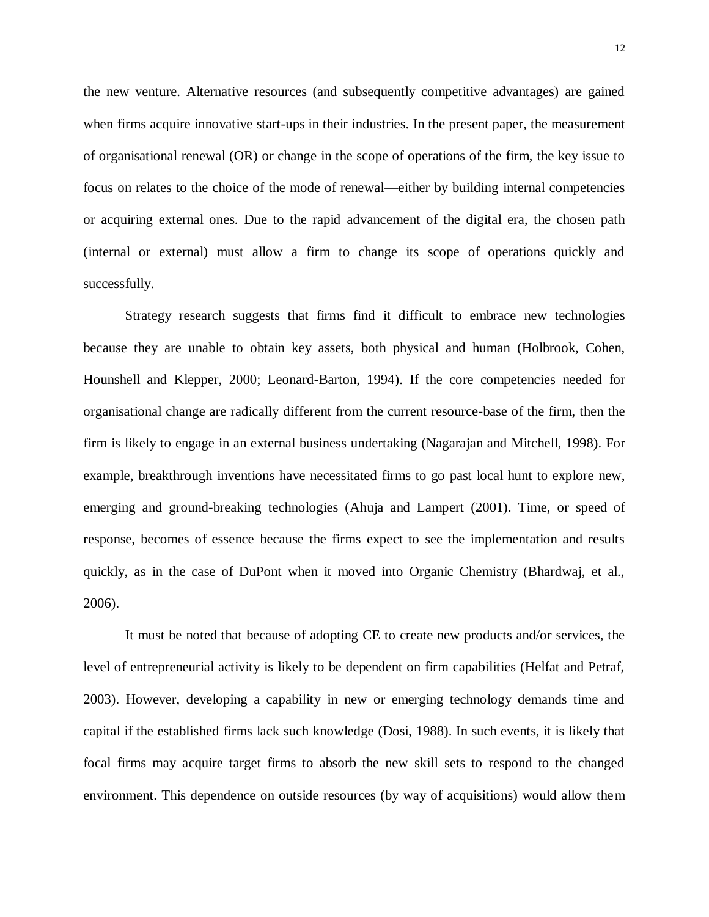the new venture. Alternative resources (and subsequently competitive advantages) are gained when firms acquire innovative start-ups in their industries. In the present paper, the measurement of organisational renewal (OR) or change in the scope of operations of the firm, the key issue to focus on relates to the choice of the mode of renewal—either by building internal competencies or acquiring external ones. Due to the rapid advancement of the digital era, the chosen path (internal or external) must allow a firm to change its scope of operations quickly and successfully.

Strategy research suggests that firms find it difficult to embrace new technologies because they are unable to obtain key assets, both physical and human (Holbrook, Cohen, Hounshell and Klepper, 2000; Leonard-Barton, 1994). If the core competencies needed for organisational change are radically different from the current resource-base of the firm, then the firm is likely to engage in an external business undertaking (Nagarajan and Mitchell, 1998). For example, breakthrough inventions have necessitated firms to go past local hunt to explore new, emerging and ground-breaking technologies (Ahuja and Lampert (2001). Time, or speed of response, becomes of essence because the firms expect to see the implementation and results quickly, as in the case of DuPont when it moved into Organic Chemistry (Bhardwaj, et al., 2006).

It must be noted that because of adopting CE to create new products and/or services, the level of entrepreneurial activity is likely to be dependent on firm capabilities (Helfat and Petraf, 2003). However, developing a capability in new or emerging technology demands time and capital if the established firms lack such knowledge (Dosi, 1988). In such events, it is likely that focal firms may acquire target firms to absorb the new skill sets to respond to the changed environment. This dependence on outside resources (by way of acquisitions) would allow them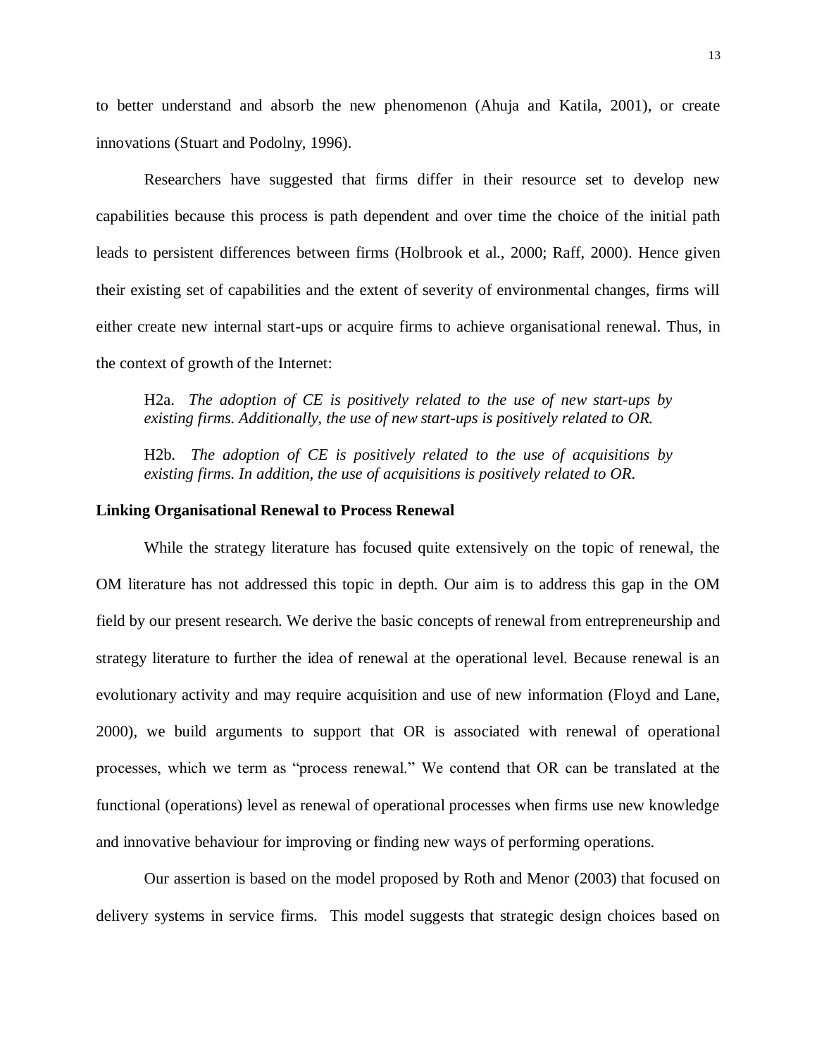to better understand and absorb the new phenomenon (Ahuja and Katila, 2001), or create innovations (Stuart and Podolny, 1996).

Researchers have suggested that firms differ in their resource set to develop new capabilities because this process is path dependent and over time the choice of the initial path leads to persistent differences between firms (Holbrook et al., 2000; Raff, 2000). Hence given their existing set of capabilities and the extent of severity of environmental changes, firms will either create new internal start-ups or acquire firms to achieve organisational renewal. Thus, in the context of growth of the Internet:

> H2a. *The adoption of CE is positively related to the use of new start-ups by existing firms. Additionally, the use of new start-ups is positively related to OR.*
>
> H2b. *The adoption of CE is positively related to the use of acquisitions by existing firms. In addition, the use of acquisitions is positively related to OR.*

**Linking Organisational Renewal to Process Renewal**

While the strategy literature has focused quite extensively on the topic of renewal, the OM literature has not addressed this topic in depth. Our aim is to address this gap in the OM field by our present research. We derive the basic concepts of renewal from entrepreneurship and strategy literature to further the idea of renewal at the operational level. Because renewal is an evolutionary activity and may require acquisition and use of new information (Floyd and Lane, 2000), we build arguments to support that OR is associated with renewal of operational processes, which we term as "process renewal." We contend that OR can be translated at the functional (operations) level as renewal of operational processes when firms use new knowledge and innovative behaviour for improving or finding new ways of performing operations.

Our assertion is based on the model proposed by Roth and Menor (2003) that focused on delivery systems in service firms. This model suggests that strategic design choices based on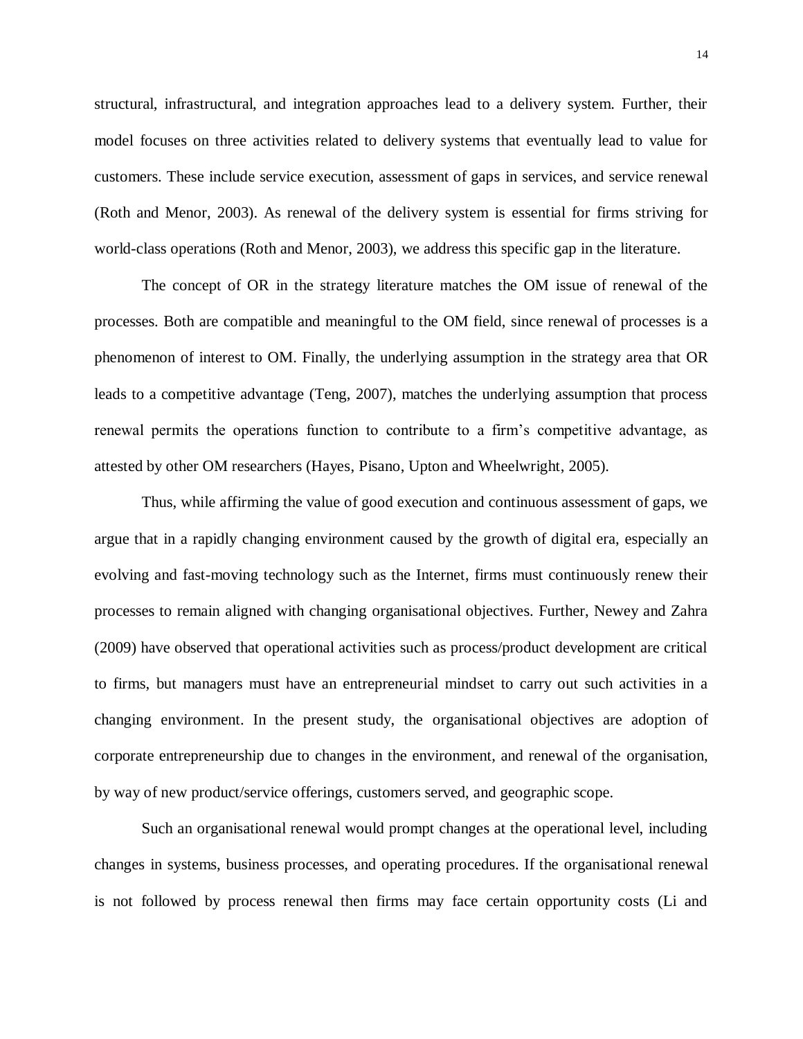structural, infrastructural, and integration approaches lead to a delivery system. Further, their model focuses on three activities related to delivery systems that eventually lead to value for customers. These include service execution, assessment of gaps in services, and service renewal (Roth and Menor, 2003). As renewal of the delivery system is essential for firms striving for world-class operations (Roth and Menor, 2003), we address this specific gap in the literature.

The concept of OR in the strategy literature matches the OM issue of renewal of the processes. Both are compatible and meaningful to the OM field, since renewal of processes is a phenomenon of interest to OM. Finally, the underlying assumption in the strategy area that OR leads to a competitive advantage (Teng, 2007), matches the underlying assumption that process renewal permits the operations function to contribute to a firm's competitive advantage, as attested by other OM researchers (Hayes, Pisano, Upton and Wheelwright, 2005).

Thus, while affirming the value of good execution and continuous assessment of gaps, we argue that in a rapidly changing environment caused by the growth of digital era, especially an evolving and fast-moving technology such as the Internet, firms must continuously renew their processes to remain aligned with changing organisational objectives. Further, Newey and Zahra (2009) have observed that operational activities such as process/product development are critical to firms, but managers must have an entrepreneurial mindset to carry out such activities in a changing environment. In the present study, the organisational objectives are adoption of corporate entrepreneurship due to changes in the environment, and renewal of the organisation, by way of new product/service offerings, customers served, and geographic scope.

Such an organisational renewal would prompt changes at the operational level, including changes in systems, business processes, and operating procedures. If the organisational renewal is not followed by process renewal then firms may face certain opportunity costs (Li and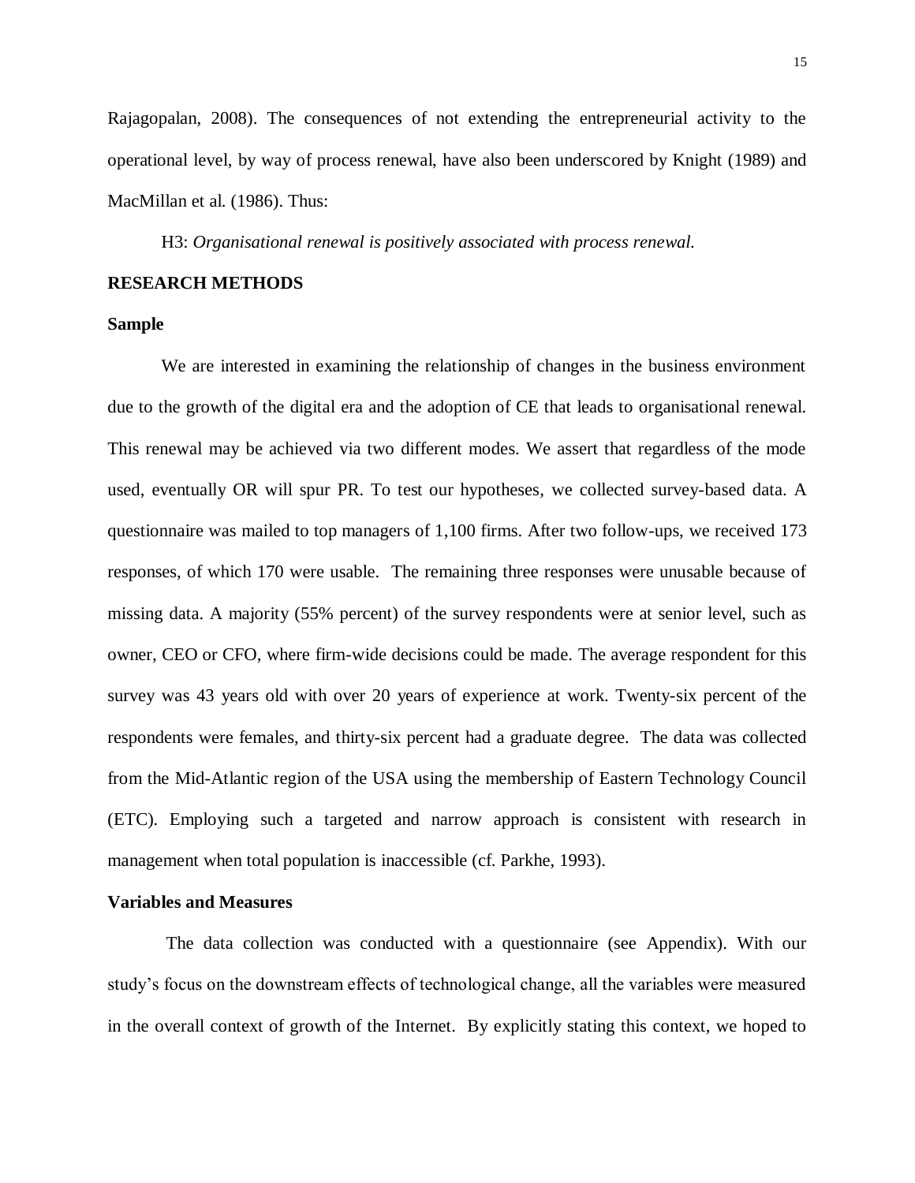Rajagopalan, 2008). The consequences of not extending the entrepreneurial activity to the operational level, by way of process renewal, have also been underscored by Knight (1989) and MacMillan et al. (1986). Thus:

H3: *Organisational renewal is positively associated with process renewal.*

## RESEARCH METHODS

### Sample

We are interested in examining the relationship of changes in the business environment due to the growth of the digital era and the adoption of CE that leads to organisational renewal. This renewal may be achieved via two different modes. We assert that regardless of the mode used, eventually OR will spur PR. To test our hypotheses, we collected survey-based data. A questionnaire was mailed to top managers of 1,100 firms. After two follow-ups, we received 173 responses, of which 170 were usable. The remaining three responses were unusable because of missing data. A majority (55% percent) of the survey respondents were at senior level, such as owner, CEO or CFO, where firm-wide decisions could be made. The average respondent for this survey was 43 years old with over 20 years of experience at work. Twenty-six percent of the respondents were females, and thirty-six percent had a graduate degree. The data was collected from the Mid-Atlantic region of the USA using the membership of Eastern Technology Council (ETC). Employing such a targeted and narrow approach is consistent with research in management when total population is inaccessible (cf. Parkhe, 1993).

### Variables and Measures

The data collection was conducted with a questionnaire (see Appendix). With our study's focus on the downstream effects of technological change, all the variables were measured in the overall context of growth of the Internet. By explicitly stating this context, we hoped to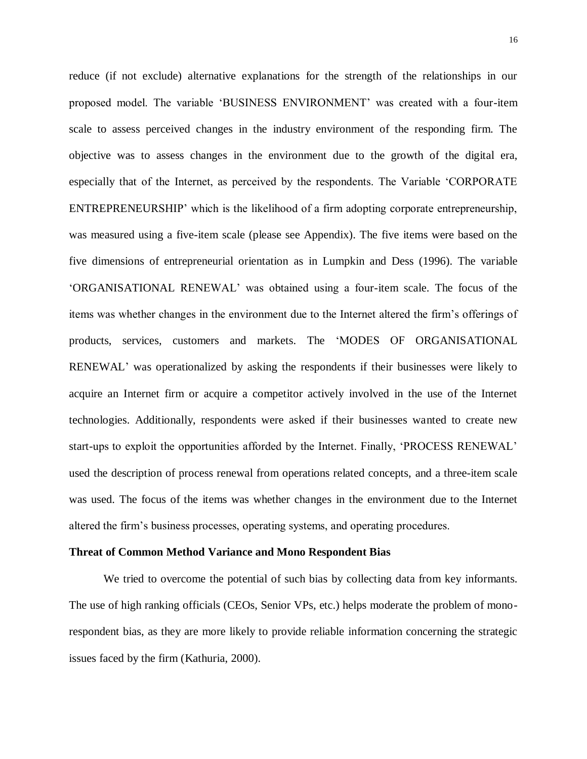reduce (if not exclude) alternative explanations for the strength of the relationships in our proposed model. The variable 'BUSINESS ENVIRONMENT' was created with a four-item scale to assess perceived changes in the industry environment of the responding firm. The objective was to assess changes in the environment due to the growth of the digital era, especially that of the Internet, as perceived by the respondents. The Variable 'CORPORATE ENTREPRENEURSHIP' which is the likelihood of a firm adopting corporate entrepreneurship, was measured using a five-item scale (please see Appendix). The five items were based on the five dimensions of entrepreneurial orientation as in Lumpkin and Dess (1996). The variable 'ORGANISATIONAL RENEWAL' was obtained using a four-item scale. The focus of the items was whether changes in the environment due to the Internet altered the firm's offerings of products, services, customers and markets. The 'MODES OF ORGANISATIONAL RENEWAL' was operationalized by asking the respondents if their businesses were likely to acquire an Internet firm or acquire a competitor actively involved in the use of the Internet technologies. Additionally, respondents were asked if their businesses wanted to create new start-ups to exploit the opportunities afforded by the Internet. Finally, 'PROCESS RENEWAL' used the description of process renewal from operations related concepts, and a three-item scale was used. The focus of the items was whether changes in the environment due to the Internet altered the firm's business processes, operating systems, and operating procedures.

**Threat of Common Method Variance and Mono Respondent Bias**

We tried to overcome the potential of such bias by collecting data from key informants. The use of high ranking officials (CEOs, Senior VPs, etc.) helps moderate the problem of mono-respondent bias, as they are more likely to provide reliable information concerning the strategic issues faced by the firm (Kathuria, 2000).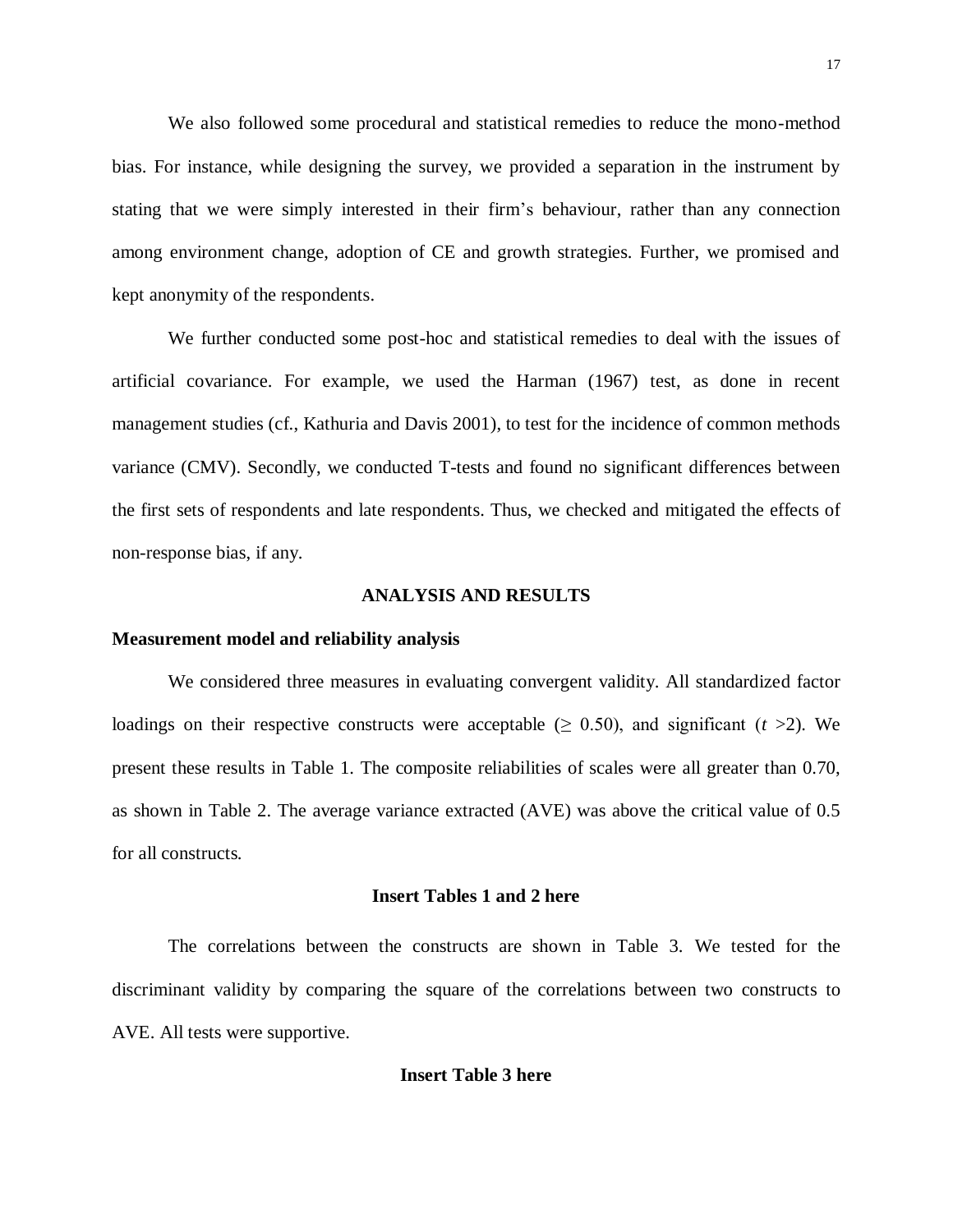We also followed some procedural and statistical remedies to reduce the mono-method bias. For instance, while designing the survey, we provided a separation in the instrument by stating that we were simply interested in their firm's behaviour, rather than any connection among environment change, adoption of CE and growth strategies. Further, we promised and kept anonymity of the respondents.

We further conducted some post-hoc and statistical remedies to deal with the issues of artificial covariance. For example, we used the Harman (1967) test, as done in recent management studies (cf., Kathuria and Davis 2001), to test for the incidence of common methods variance (CMV). Secondly, we conducted T-tests and found no significant differences between the first sets of respondents and late respondents. Thus, we checked and mitigated the effects of non-response bias, if any.

## ANALYSIS AND RESULTS

### Measurement model and reliability analysis

We considered three measures in evaluating convergent validity. All standardized factor loadings on their respective constructs were acceptable ($\geq 0.50$), and significant ($t > 2$). We present these results in Table 1. The composite reliabilities of scales were all greater than 0.70, as shown in Table 2. The average variance extracted (AVE) was above the critical value of 0.5 for all constructs.

**Insert Tables 1 and 2 here**

The correlations between the constructs are shown in Table 3. We tested for the discriminant validity by comparing the square of the correlations between two constructs to AVE. All tests were supportive.

**Insert Table 3 here**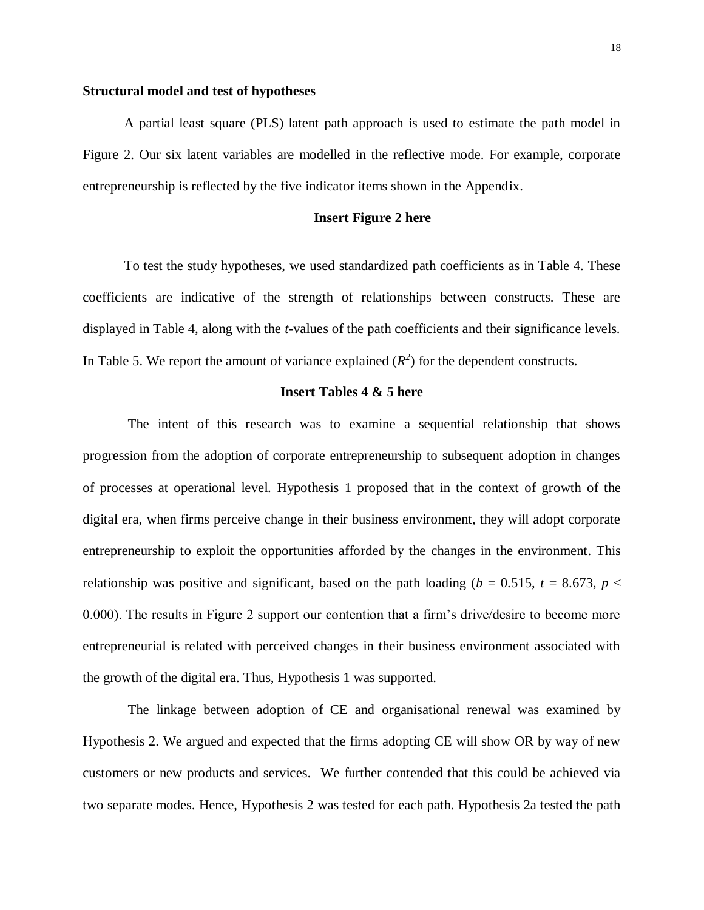**Structural model and test of hypotheses**

A partial least square (PLS) latent path approach is used to estimate the path model in Figure 2. Our six latent variables are modelled in the reflective mode. For example, corporate entrepreneurship is reflected by the five indicator items shown in the Appendix.

**Insert Figure 2 here**

To test the study hypotheses, we used standardized path coefficients as in Table 4. These coefficients are indicative of the strength of relationships between constructs. These are displayed in Table 4, along with the *t*-values of the path coefficients and their significance levels. In Table 5. We report the amount of variance explained ($R^2$) for the dependent constructs.

**Insert Tables 4 & 5 here**

The intent of this research was to examine a sequential relationship that shows progression from the adoption of corporate entrepreneurship to subsequent adoption in changes of processes at operational level. Hypothesis 1 proposed that in the context of growth of the digital era, when firms perceive change in their business environment, they will adopt corporate entrepreneurship to exploit the opportunities afforded by the changes in the environment. This relationship was positive and significant, based on the path loading ($b$ = 0.515, $t$ = 8.673, $p <$ 0.000). The results in Figure 2 support our contention that a firm's drive/desire to become more entrepreneurial is related with perceived changes in their business environment associated with the growth of the digital era. Thus, Hypothesis 1 was supported.

The linkage between adoption of CE and organisational renewal was examined by Hypothesis 2. We argued and expected that the firms adopting CE will show OR by way of new customers or new products and services. We further contended that this could be achieved via two separate modes. Hence, Hypothesis 2 was tested for each path. Hypothesis 2a tested the path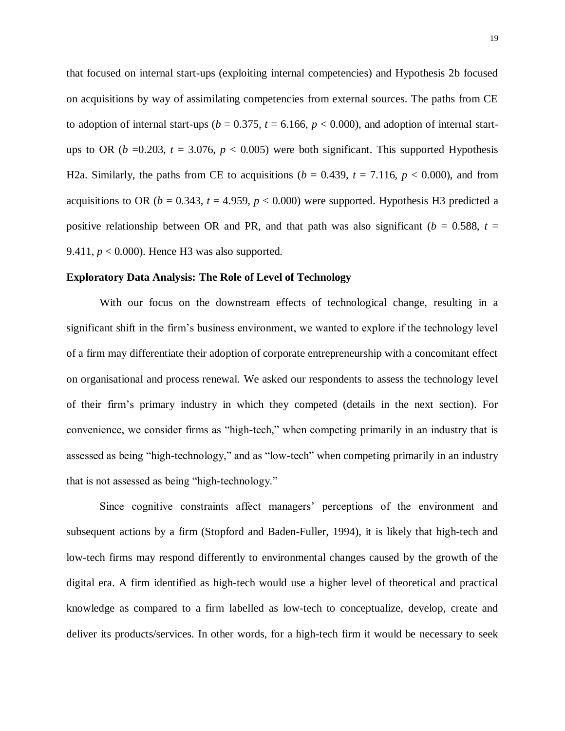that focused on internal start-ups (exploiting internal competencies) and Hypothesis 2b focused on acquisitions by way of assimilating competencies from external sources. The paths from CE to adoption of internal start-ups ($b$ = 0.375, $t$ = 6.166, $p$ < 0.000), and adoption of internal start-ups to OR ($b$ =0.203, $t$ = 3.076, $p$ < 0.005) were both significant. This supported Hypothesis H2a. Similarly, the paths from CE to acquisitions ($b$ = 0.439, $t$ = 7.116, $p$ < 0.000), and from acquisitions to OR ($b$ = 0.343, $t$ = 4.959, $p$ < 0.000) were supported. Hypothesis H3 predicted a positive relationship between OR and PR, and that path was also significant ($b$ = 0.588, $t$ = 9.411, $p$ < 0.000). Hence H3 was also supported.

**Exploratory Data Analysis: The Role of Level of Technology**

With our focus on the downstream effects of technological change, resulting in a significant shift in the firm's business environment, we wanted to explore if the technology level of a firm may differentiate their adoption of corporate entrepreneurship with a concomitant effect on organisational and process renewal. We asked our respondents to assess the technology level of their firm's primary industry in which they competed (details in the next section). For convenience, we consider firms as "high-tech," when competing primarily in an industry that is assessed as being "high-technology," and as "low-tech" when competing primarily in an industry that is not assessed as being "high-technology."

Since cognitive constraints affect managers' perceptions of the environment and subsequent actions by a firm (Stopford and Baden-Fuller, 1994), it is likely that high-tech and low-tech firms may respond differently to environmental changes caused by the growth of the digital era. A firm identified as high-tech would use a higher level of theoretical and practical knowledge as compared to a firm labelled as low-tech to conceptualize, develop, create and deliver its products/services. In other words, for a high-tech firm it would be necessary to seek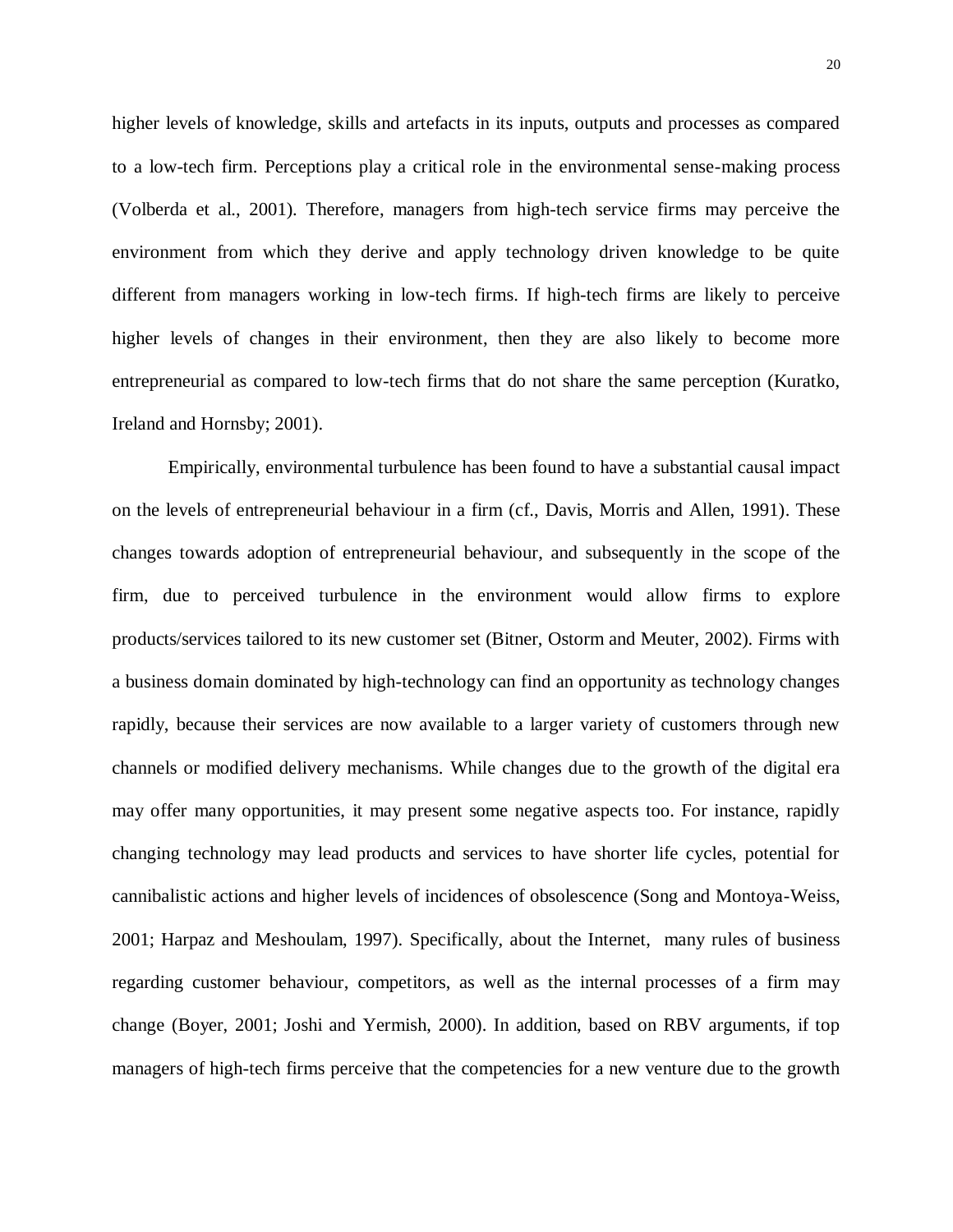higher levels of knowledge, skills and artefacts in its inputs, outputs and processes as compared to a low-tech firm. Perceptions play a critical role in the environmental sense-making process (Volberda et al., 2001). Therefore, managers from high-tech service firms may perceive the environment from which they derive and apply technology driven knowledge to be quite different from managers working in low-tech firms. If high-tech firms are likely to perceive higher levels of changes in their environment, then they are also likely to become more entrepreneurial as compared to low-tech firms that do not share the same perception (Kuratko, Ireland and Hornsby; 2001).

Empirically, environmental turbulence has been found to have a substantial causal impact on the levels of entrepreneurial behaviour in a firm (cf., Davis, Morris and Allen, 1991). These changes towards adoption of entrepreneurial behaviour, and subsequently in the scope of the firm, due to perceived turbulence in the environment would allow firms to explore products/services tailored to its new customer set (Bitner, Ostorm and Meuter, 2002). Firms with a business domain dominated by high-technology can find an opportunity as technology changes rapidly, because their services are now available to a larger variety of customers through new channels or modified delivery mechanisms. While changes due to the growth of the digital era may offer many opportunities, it may present some negative aspects too. For instance, rapidly changing technology may lead products and services to have shorter life cycles, potential for cannibalistic actions and higher levels of incidences of obsolescence (Song and Montoya-Weiss, 2001; Harpaz and Meshoulam, 1997). Specifically, about the Internet, many rules of business regarding customer behaviour, competitors, as well as the internal processes of a firm may change (Boyer, 2001; Joshi and Yermish, 2000). In addition, based on RBV arguments, if top managers of high-tech firms perceive that the competencies for a new venture due to the growth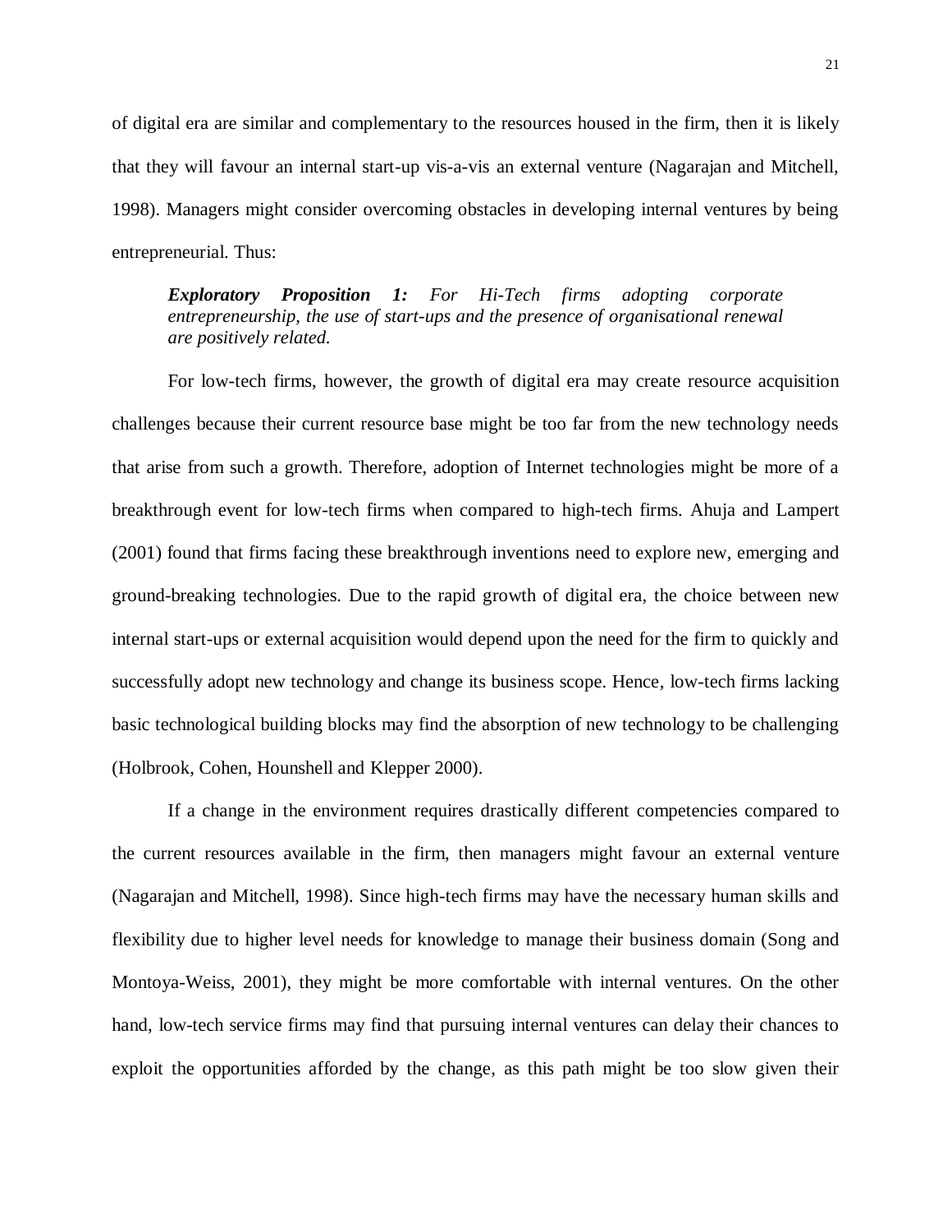of digital era are similar and complementary to the resources housed in the firm, then it is likely that they will favour an internal start-up vis-a-vis an external venture (Nagarajan and Mitchell, 1998). Managers might consider overcoming obstacles in developing internal ventures by being entrepreneurial. Thus:

> ***Exploratory Proposition 1:*** *For Hi-Tech firms adopting corporate entrepreneurship, the use of start-ups and the presence of organisational renewal are positively related.*

For low-tech firms, however, the growth of digital era may create resource acquisition challenges because their current resource base might be too far from the new technology needs that arise from such a growth. Therefore, adoption of Internet technologies might be more of a breakthrough event for low-tech firms when compared to high-tech firms. Ahuja and Lampert (2001) found that firms facing these breakthrough inventions need to explore new, emerging and ground-breaking technologies. Due to the rapid growth of digital era, the choice between new internal start-ups or external acquisition would depend upon the need for the firm to quickly and successfully adopt new technology and change its business scope. Hence, low-tech firms lacking basic technological building blocks may find the absorption of new technology to be challenging (Holbrook, Cohen, Hounshell and Klepper 2000).

If a change in the environment requires drastically different competencies compared to the current resources available in the firm, then managers might favour an external venture (Nagarajan and Mitchell, 1998). Since high-tech firms may have the necessary human skills and flexibility due to higher level needs for knowledge to manage their business domain (Song and Montoya-Weiss, 2001), they might be more comfortable with internal ventures. On the other hand, low-tech service firms may find that pursuing internal ventures can delay their chances to exploit the opportunities afforded by the change, as this path might be too slow given their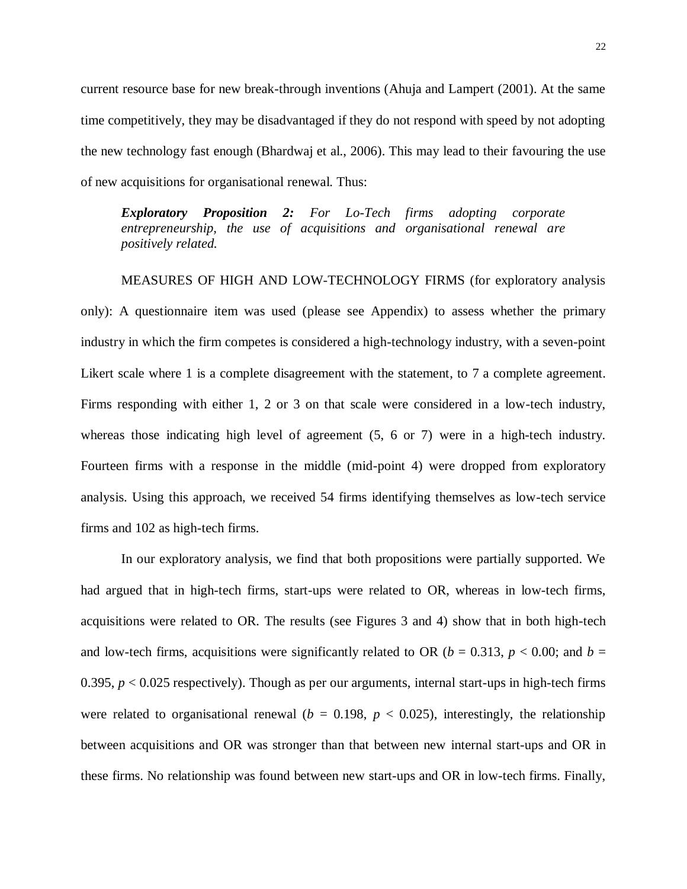current resource base for new break-through inventions (Ahuja and Lampert (2001). At the same time competitively, they may be disadvantaged if they do not respond with speed by not adopting the new technology fast enough (Bhardwaj et al., 2006). This may lead to their favouring the use of new acquisitions for organisational renewal. Thus:

> ***Exploratory Proposition 2:*** *For Lo-Tech firms adopting corporate entrepreneurship, the use of acquisitions and organisational renewal are positively related.*

MEASURES OF HIGH AND LOW-TECHNOLOGY FIRMS (for exploratory analysis only): A questionnaire item was used (please see Appendix) to assess whether the primary industry in which the firm competes is considered a high-technology industry, with a seven-point Likert scale where 1 is a complete disagreement with the statement, to 7 a complete agreement. Firms responding with either 1, 2 or 3 on that scale were considered in a low-tech industry, whereas those indicating high level of agreement (5, 6 or 7) were in a high-tech industry. Fourteen firms with a response in the middle (mid-point 4) were dropped from exploratory analysis. Using this approach, we received 54 firms identifying themselves as low-tech service firms and 102 as high-tech firms.

In our exploratory analysis, we find that both propositions were partially supported. We had argued that in high-tech firms, start-ups were related to OR, whereas in low-tech firms, acquisitions were related to OR. The results (see Figures 3 and 4) show that in both high-tech and low-tech firms, acquisitions were significantly related to OR ($b$ = 0.313, $p < 0.00$; and $b$ = 0.395, $p < 0.025$ respectively). Though as per our arguments, internal start-ups in high-tech firms were related to organisational renewal ($b$ = 0.198, $p < 0.025$), interestingly, the relationship between acquisitions and OR was stronger than that between new internal start-ups and OR in these firms. No relationship was found between new start-ups and OR in low-tech firms. Finally,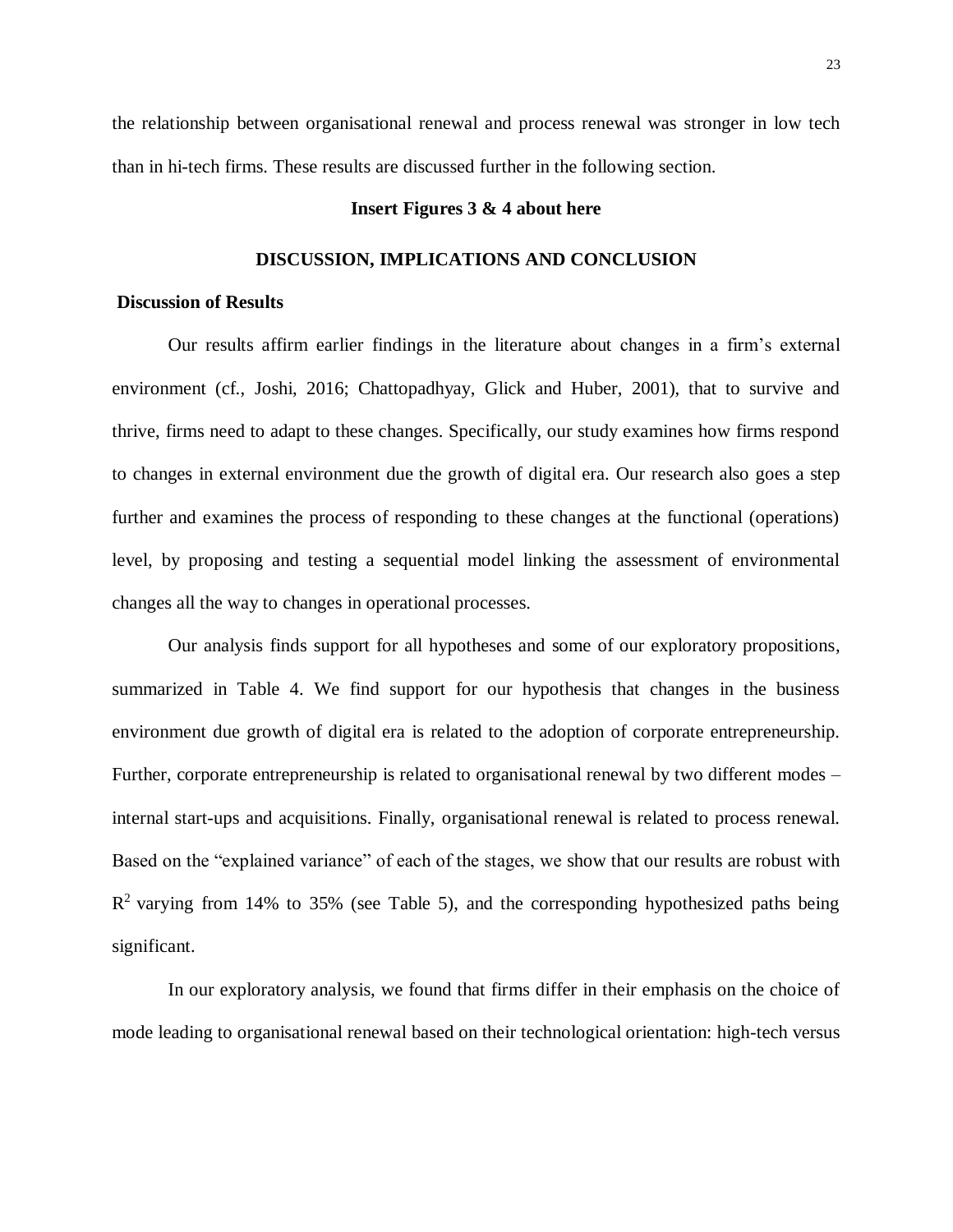the relationship between organisational renewal and process renewal was stronger in low tech than in hi-tech firms. These results are discussed further in the following section.

**Insert Figures 3 & 4 about here**

## DISCUSSION, IMPLICATIONS AND CONCLUSION

### Discussion of Results

Our results affirm earlier findings in the literature about changes in a firm's external environment (cf., Joshi, 2016; Chattopadhyay, Glick and Huber, 2001), that to survive and thrive, firms need to adapt to these changes. Specifically, our study examines how firms respond to changes in external environment due the growth of digital era. Our research also goes a step further and examines the process of responding to these changes at the functional (operations) level, by proposing and testing a sequential model linking the assessment of environmental changes all the way to changes in operational processes.

Our analysis finds support for all hypotheses and some of our exploratory propositions, summarized in Table 4. We find support for our hypothesis that changes in the business environment due growth of digital era is related to the adoption of corporate entrepreneurship. Further, corporate entrepreneurship is related to organisational renewal by two different modes – internal start-ups and acquisitions. Finally, organisational renewal is related to process renewal. Based on the "explained variance" of each of the stages, we show that our results are robust with $R^2$ varying from 14% to 35% (see Table 5), and the corresponding hypothesized paths being significant.

In our exploratory analysis, we found that firms differ in their emphasis on the choice of mode leading to organisational renewal based on their technological orientation: high-tech versus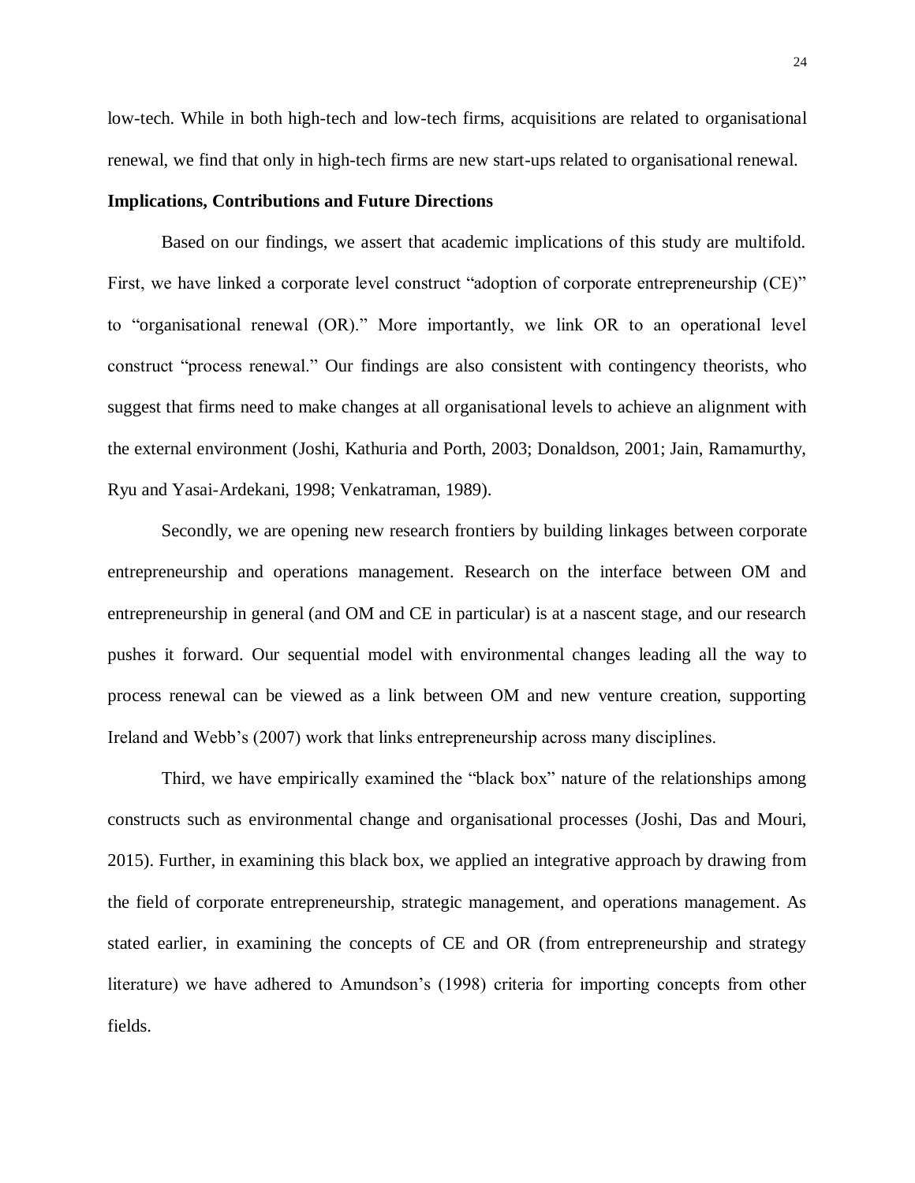low-tech. While in both high-tech and low-tech firms, acquisitions are related to organisational renewal, we find that only in high-tech firms are new start-ups related to organisational renewal.

**Implications, Contributions and Future Directions**

Based on our findings, we assert that academic implications of this study are multifold. First, we have linked a corporate level construct "adoption of corporate entrepreneurship (CE)" to "organisational renewal (OR)." More importantly, we link OR to an operational level construct "process renewal." Our findings are also consistent with contingency theorists, who suggest that firms need to make changes at all organisational levels to achieve an alignment with the external environment (Joshi, Kathuria and Porth, 2003; Donaldson, 2001; Jain, Ramamurthy, Ryu and Yasai-Ardekani, 1998; Venkatraman, 1989).

Secondly, we are opening new research frontiers by building linkages between corporate entrepreneurship and operations management. Research on the interface between OM and entrepreneurship in general (and OM and CE in particular) is at a nascent stage, and our research pushes it forward. Our sequential model with environmental changes leading all the way to process renewal can be viewed as a link between OM and new venture creation, supporting Ireland and Webb's (2007) work that links entrepreneurship across many disciplines.

Third, we have empirically examined the "black box" nature of the relationships among constructs such as environmental change and organisational processes (Joshi, Das and Mouri, 2015). Further, in examining this black box, we applied an integrative approach by drawing from the field of corporate entrepreneurship, strategic management, and operations management. As stated earlier, in examining the concepts of CE and OR (from entrepreneurship and strategy literature) we have adhered to Amundson's (1998) criteria for importing concepts from other fields.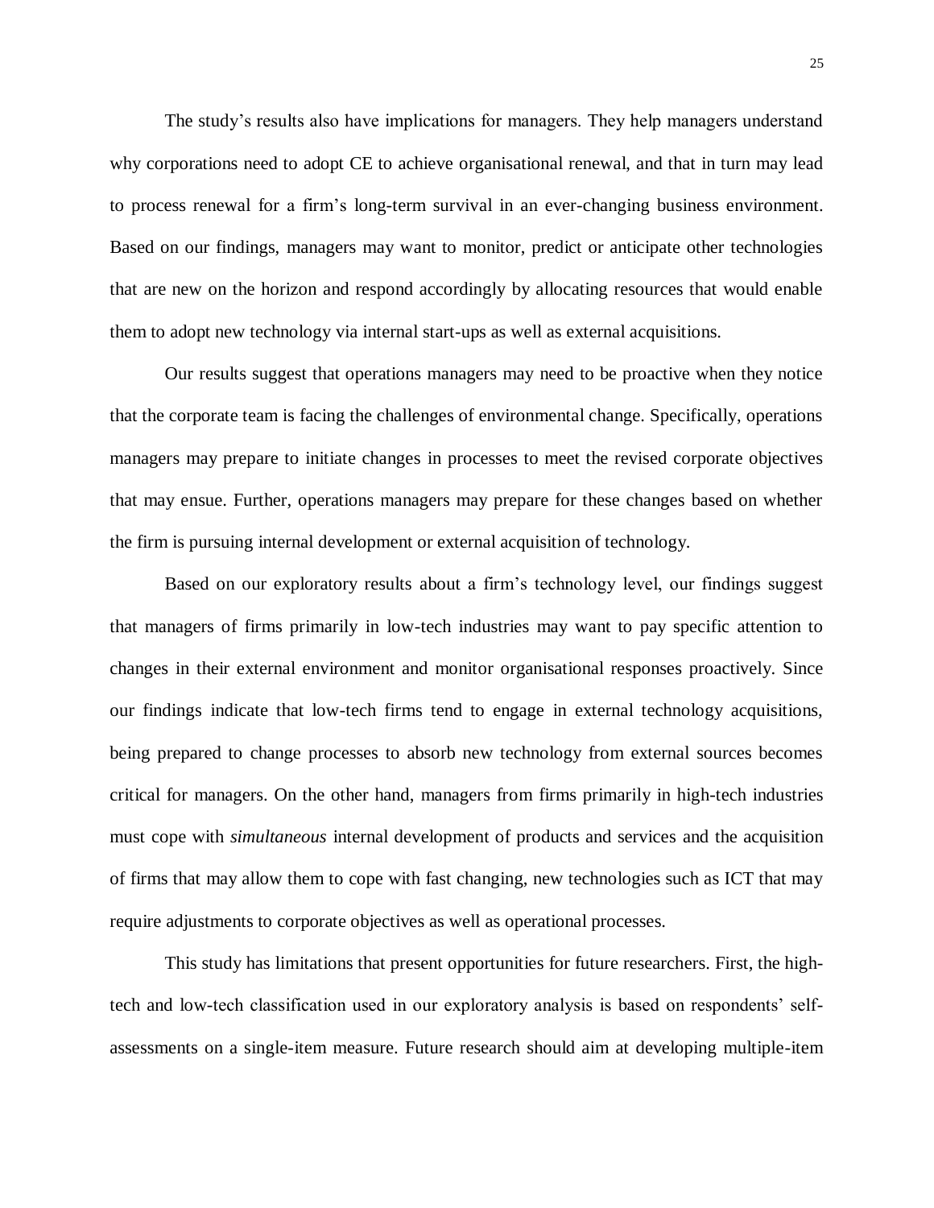The study's results also have implications for managers. They help managers understand why corporations need to adopt CE to achieve organisational renewal, and that in turn may lead to process renewal for a firm's long-term survival in an ever-changing business environment. Based on our findings, managers may want to monitor, predict or anticipate other technologies that are new on the horizon and respond accordingly by allocating resources that would enable them to adopt new technology via internal start-ups as well as external acquisitions.

Our results suggest that operations managers may need to be proactive when they notice that the corporate team is facing the challenges of environmental change. Specifically, operations managers may prepare to initiate changes in processes to meet the revised corporate objectives that may ensue. Further, operations managers may prepare for these changes based on whether the firm is pursuing internal development or external acquisition of technology.

Based on our exploratory results about a firm's technology level, our findings suggest that managers of firms primarily in low-tech industries may want to pay specific attention to changes in their external environment and monitor organisational responses proactively. Since our findings indicate that low-tech firms tend to engage in external technology acquisitions, being prepared to change processes to absorb new technology from external sources becomes critical for managers. On the other hand, managers from firms primarily in high-tech industries must cope with *simultaneous* internal development of products and services and the acquisition of firms that may allow them to cope with fast changing, new technologies such as ICT that may require adjustments to corporate objectives as well as operational processes.

This study has limitations that present opportunities for future researchers. First, the high-tech and low-tech classification used in our exploratory analysis is based on respondents' self-assessments on a single-item measure. Future research should aim at developing multiple-item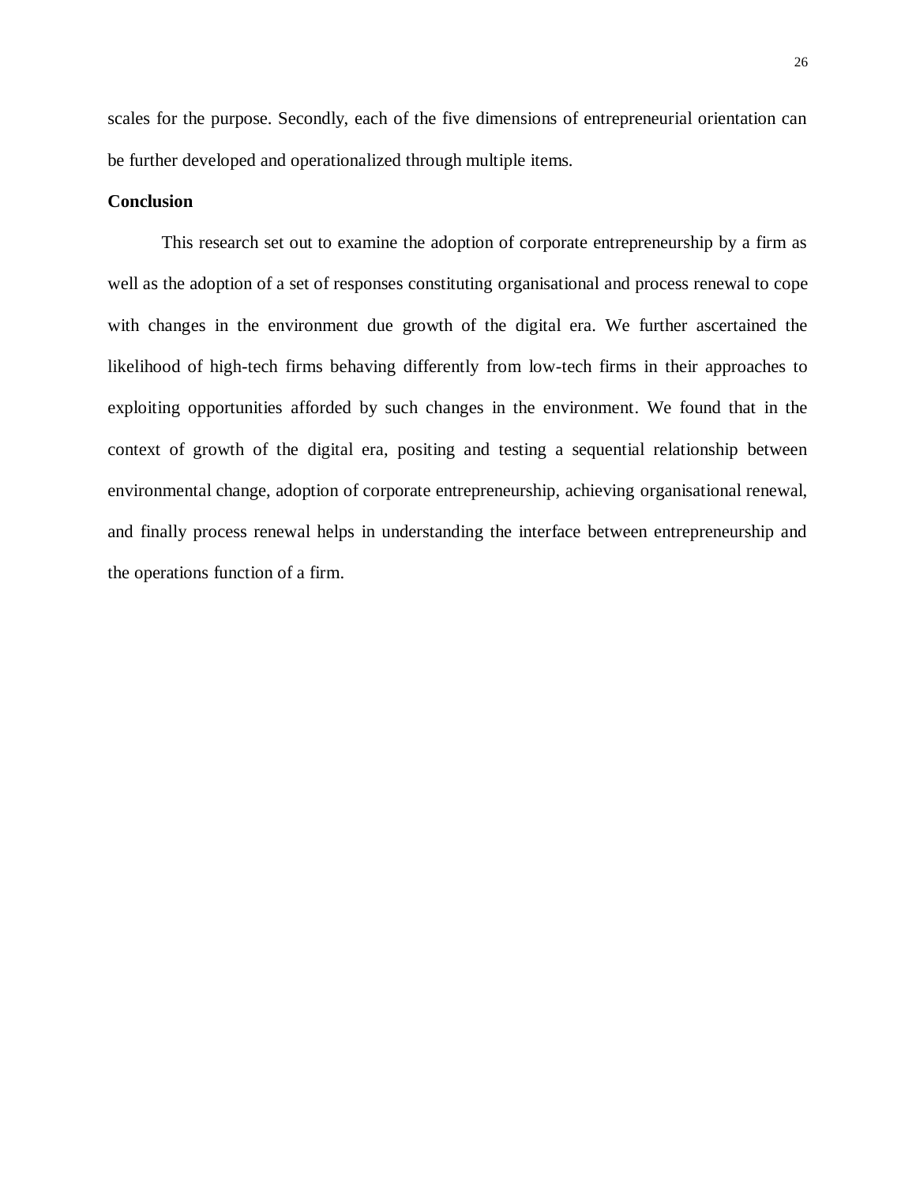scales for the purpose. Secondly, each of the five dimensions of entrepreneurial orientation can be further developed and operationalized through multiple items.

**Conclusion**

This research set out to examine the adoption of corporate entrepreneurship by a firm as well as the adoption of a set of responses constituting organisational and process renewal to cope with changes in the environment due growth of the digital era. We further ascertained the likelihood of high-tech firms behaving differently from low-tech firms in their approaches to exploiting opportunities afforded by such changes in the environment. We found that in the context of growth of the digital era, positing and testing a sequential relationship between environmental change, adoption of corporate entrepreneurship, achieving organisational renewal, and finally process renewal helps in understanding the interface between entrepreneurship and the operations function of a firm.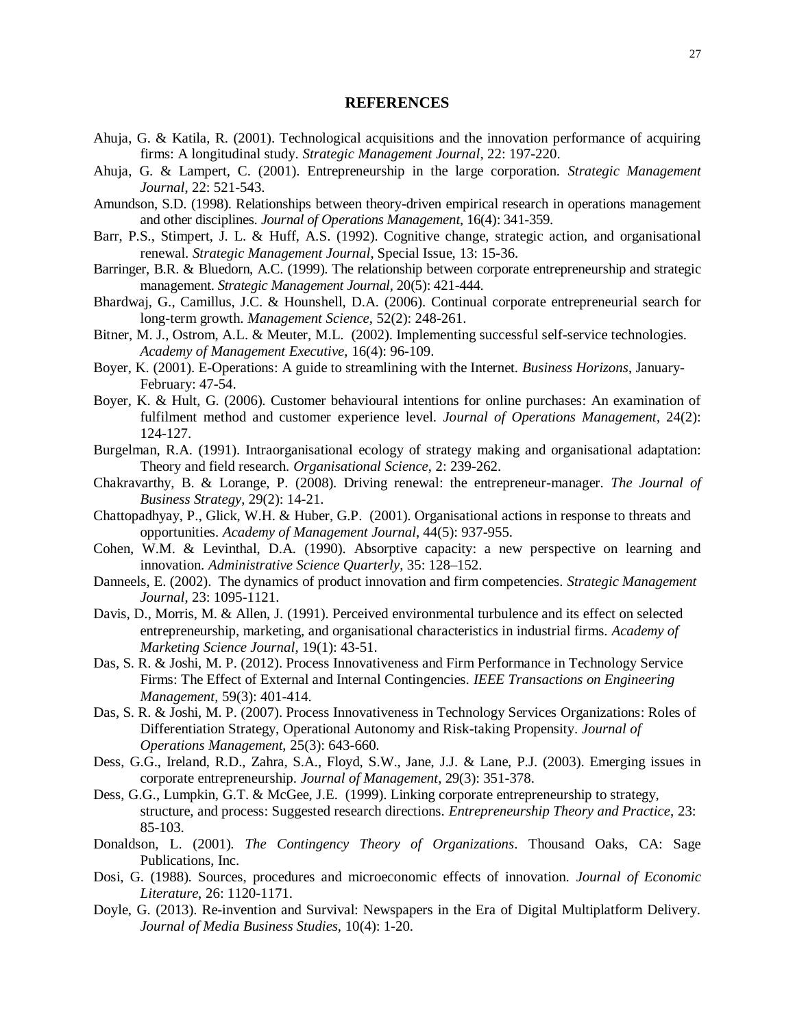## REFERENCES

Ahuja, G. & Katila, R. (2001). Technological acquisitions and the innovation performance of acquiring firms: A longitudinal study. *Strategic Management Journal*, 22: 197-220.

Ahuja, G. & Lampert, C. (2001). Entrepreneurship in the large corporation. *Strategic Management Journal*, 22: 521-543.

Amundson, S.D. (1998). Relationships between theory-driven empirical research in operations management and other disciplines. *Journal of Operations Management*, 16(4): 341-359.

Barr, P.S., Stimpert, J. L. & Huff, A.S. (1992). Cognitive change, strategic action, and organisational renewal. *Strategic Management Journal*, Special Issue, 13: 15-36.

Barringer, B.R. & Bluedorn, A.C. (1999). The relationship between corporate entrepreneurship and strategic management. *Strategic Management Journal*, 20(5): 421-444.

Bhardwaj, G., Camillus, J.C. & Hounshell, D.A. (2006). Continual corporate entrepreneurial search for long-term growth. *Management Science*, 52(2): 248-261.

Bitner, M. J., Ostrom, A.L. & Meuter, M.L. (2002). Implementing successful self-service technologies. *Academy of Management Executive*, 16(4): 96-109.

Boyer, K. (2001). E-Operations: A guide to streamlining with the Internet. *Business Horizons*, January-February: 47-54.

Boyer, K. & Hult, G. (2006). Customer behavioural intentions for online purchases: An examination of fulfilment method and customer experience level. *Journal of Operations Management*, 24(2): 124-127.

Burgelman, R.A. (1991). Intraorganisational ecology of strategy making and organisational adaptation: Theory and field research. *Organisational Science*, 2: 239-262.

Chakravarthy, B. & Lorange, P. (2008). Driving renewal: the entrepreneur-manager. *The Journal of Business Strategy*, 29(2): 14-21.

Chattopadhyay, P., Glick, W.H. & Huber, G.P. (2001). Organisational actions in response to threats and opportunities. *Academy of Management Journal*, 44(5): 937-955.

Cohen, W.M. & Levinthal, D.A. (1990). Absorptive capacity: a new perspective on learning and innovation. *Administrative Science Quarterly*, 35: 128–152.

Danneels, E. (2002). The dynamics of product innovation and firm competencies. *Strategic Management Journal*, 23: 1095-1121.

Davis, D., Morris, M. & Allen, J. (1991). Perceived environmental turbulence and its effect on selected entrepreneurship, marketing, and organisational characteristics in industrial firms. *Academy of Marketing Science Journal*, 19(1): 43-51.

Das, S. R. & Joshi, M. P. (2012). Process Innovativeness and Firm Performance in Technology Service Firms: The Effect of External and Internal Contingencies. *IEEE Transactions on Engineering Management*, 59(3): 401-414.

Das, S. R. & Joshi, M. P. (2007). Process Innovativeness in Technology Services Organizations: Roles of Differentiation Strategy, Operational Autonomy and Risk-taking Propensity. *Journal of Operations Management*, 25(3): 643-660.

Dess, G.G., Ireland, R.D., Zahra, S.A., Floyd, S.W., Jane, J.J. & Lane, P.J. (2003). Emerging issues in corporate entrepreneurship. *Journal of Management*, 29(3): 351-378.

Dess, G.G., Lumpkin, G.T. & McGee, J.E. (1999). Linking corporate entrepreneurship to strategy, structure, and process: Suggested research directions. *Entrepreneurship Theory and Practice*, 23: 85-103.

Donaldson, L. (2001). *The Contingency Theory of Organizations*. Thousand Oaks, CA: Sage Publications, Inc.

Dosi, G. (1988). Sources, procedures and microeconomic effects of innovation. *Journal of Economic Literature*, 26: 1120-1171.

Doyle, G. (2013). Re-invention and Survival: Newspapers in the Era of Digital Multiplatform Delivery. *Journal of Media Business Studies*, 10(4): 1-20.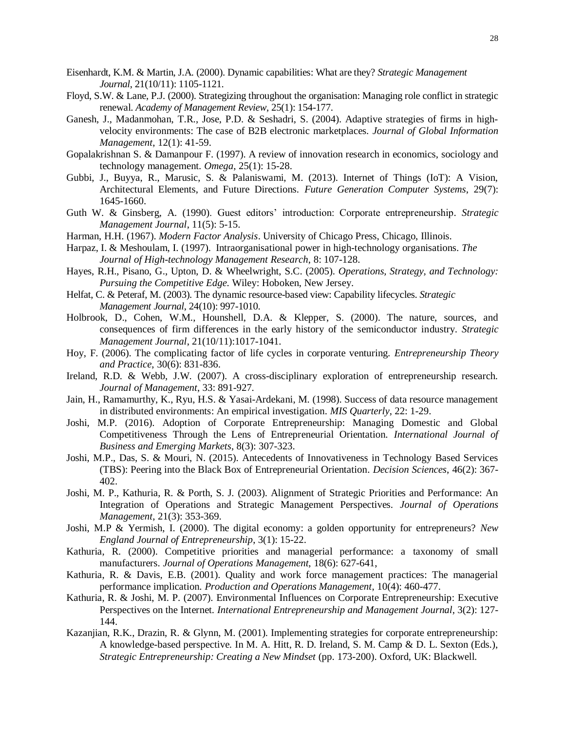Eisenhardt, K.M. & Martin, J.A. (2000). Dynamic capabilities: What are they? *Strategic Management Journal*, 21(10/11): 1105-1121.

Floyd, S.W. & Lane, P.J. (2000). Strategizing throughout the organisation: Managing role conflict in strategic renewal. *Academy of Management Review*, 25(1): 154-177.

Ganesh, J., Madanmohan, T.R., Jose, P.D. & Seshadri, S. (2004). Adaptive strategies of firms in high-velocity environments: The case of B2B electronic marketplaces. *Journal of Global Information Management*, 12(1): 41-59.

Gopalakrishnan S. & Damanpour F. (1997). A review of innovation research in economics, sociology and technology management. *Omega*, 25(1): 15-28.

Gubbi, J., Buyya, R., Marusic, S. & Palaniswami, M. (2013). Internet of Things (IoT): A Vision, Architectural Elements, and Future Directions. *Future Generation Computer Systems*, 29(7): 1645-1660.

Guth W. & Ginsberg, A. (1990). Guest editors' introduction: Corporate entrepreneurship. *Strategic Management Journal*, 11(5): 5-15.

Harman, H.H. (1967). *Modern Factor Analysis*. University of Chicago Press, Chicago, Illinois.

Harpaz, I. & Meshoulam, I. (1997). Intraorganisational power in high-technology organisations. *The Journal of High-technology Management Research*, 8: 107-128.

Hayes, R.H., Pisano, G., Upton, D. & Wheelwright, S.C. (2005). *Operations, Strategy, and Technology: Pursuing the Competitive Edge.* Wiley: Hoboken, New Jersey.

Helfat, C. & Peteraf, M. (2003). The dynamic resource-based view: Capability lifecycles. *Strategic Management Journal*, 24(10): 997-1010.

Holbrook, D., Cohen, W.M., Hounshell, D.A. & Klepper, S. (2000). The nature, sources, and consequences of firm differences in the early history of the semiconductor industry. *Strategic Management Journal*, 21(10/11):1017-1041.

Hoy, F. (2006). The complicating factor of life cycles in corporate venturing. *Entrepreneurship Theory and Practice*, 30(6): 831-836.

Ireland, R.D. & Webb, J.W. (2007). A cross-disciplinary exploration of entrepreneurship research. *Journal of Management*, 33: 891-927.

Jain, H., Ramamurthy, K., Ryu, H.S. & Yasai-Ardekani, M. (1998). Success of data resource management in distributed environments: An empirical investigation. *MIS Quarterly*, 22: 1-29.

Joshi, M.P. (2016). Adoption of Corporate Entrepreneurship: Managing Domestic and Global Competitiveness Through the Lens of Entrepreneurial Orientation. *International Journal of Business and Emerging Markets*, 8(3): 307-323.

Joshi, M.P., Das, S. & Mouri, N. (2015). Antecedents of Innovativeness in Technology Based Services (TBS): Peering into the Black Box of Entrepreneurial Orientation. *Decision Sciences*, 46(2): 367-402.

Joshi, M. P., Kathuria, R. & Porth, S. J. (2003). Alignment of Strategic Priorities and Performance: An Integration of Operations and Strategic Management Perspectives. *Journal of Operations Management*, 21(3): 353-369.

Joshi, M.P & Yermish, I. (2000). The digital economy: a golden opportunity for entrepreneurs? *New England Journal of Entrepreneurship*, 3(1): 15-22.

Kathuria, R. (2000). Competitive priorities and managerial performance: a taxonomy of small manufacturers. *Journal of Operations Management*, 18(6): 627-641,

Kathuria, R. & Davis, E.B. (2001). Quality and work force management practices: The managerial performance implication. *Production and Operations Management*, 10(4): 460-477.

Kathuria, R. & Joshi, M. P. (2007). Environmental Influences on Corporate Entrepreneurship: Executive Perspectives on the Internet. *International Entrepreneurship and Management Journal*, 3(2): 127-144.

Kazanjian, R.K., Drazin, R. & Glynn, M. (2001). Implementing strategies for corporate entrepreneurship: A knowledge-based perspective. In M. A. Hitt, R. D. Ireland, S. M. Camp & D. L. Sexton (Eds.), *Strategic Entrepreneurship: Creating a New Mindset* (pp. 173-200). Oxford, UK: Blackwell.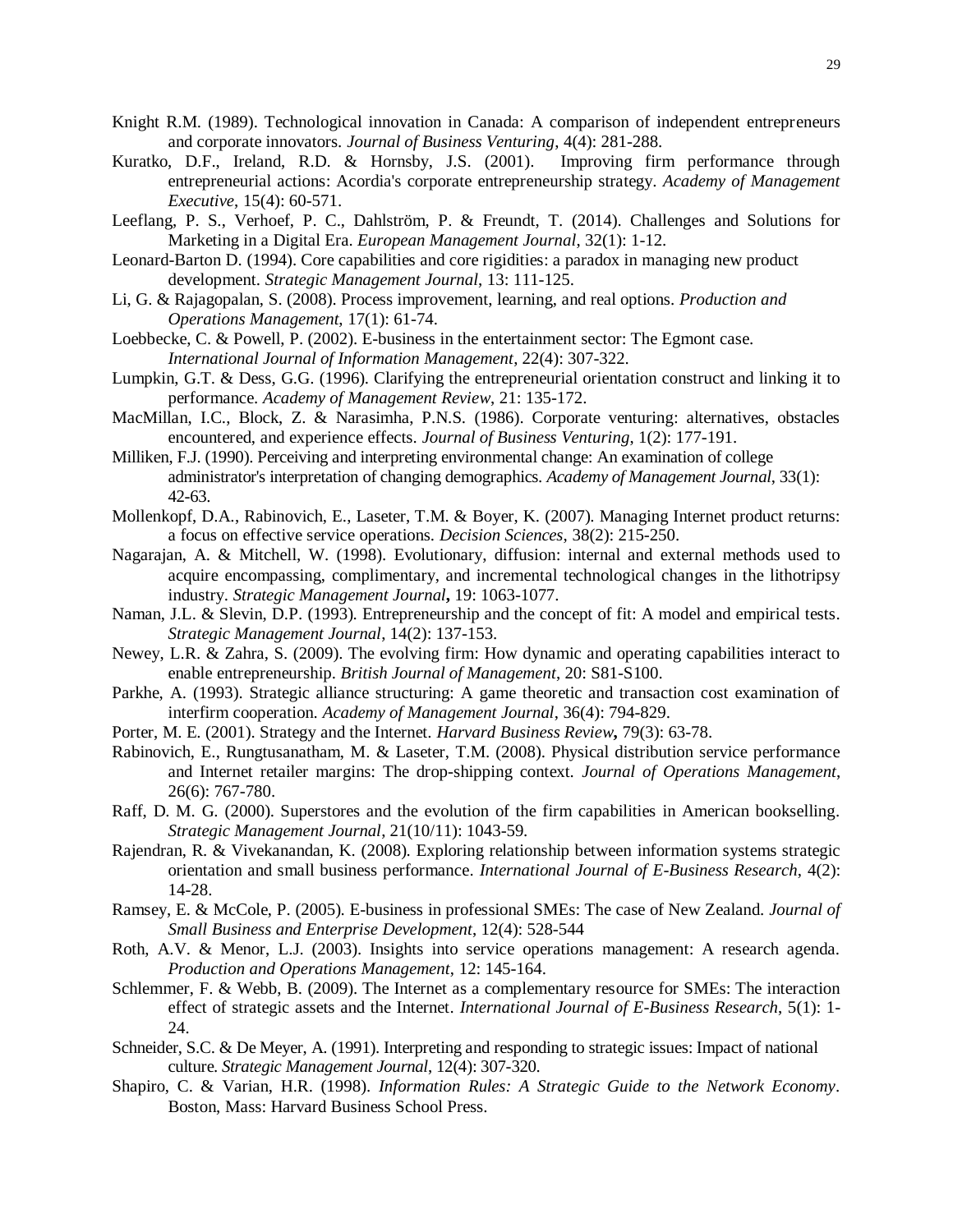Knight R.M. (1989). Technological innovation in Canada: A comparison of independent entrepreneurs and corporate innovators. *Journal of Business Venturing*, 4(4): 281-288.

Kuratko, D.F., Ireland, R.D. & Hornsby, J.S. (2001). Improving firm performance through entrepreneurial actions: Acordia's corporate entrepreneurship strategy. *Academy of Management Executive*, 15(4): 60-571.

Leeflang, P. S., Verhoef, P. C., Dahlström, P. & Freundt, T. (2014). Challenges and Solutions for Marketing in a Digital Era. *European Management Journal*, 32(1): 1-12.

Leonard-Barton D. (1994). Core capabilities and core rigidities: a paradox in managing new product development. *Strategic Management Journal*, 13: 111-125.

Li, G. & Rajagopalan, S. (2008). Process improvement, learning, and real options. *Production and Operations Management*, 17(1): 61-74.

Loebbecke, C. & Powell, P. (2002). E-business in the entertainment sector: The Egmont case. *International Journal of Information Management*, 22(4): 307-322.

Lumpkin, G.T. & Dess, G.G. (1996). Clarifying the entrepreneurial orientation construct and linking it to performance. *Academy of Management Review*, 21: 135-172.

MacMillan, I.C., Block, Z. & Narasimha, P.N.S. (1986). Corporate venturing: alternatives, obstacles encountered, and experience effects. *Journal of Business Venturing*, 1(2): 177-191.

Milliken, F.J. (1990). Perceiving and interpreting environmental change: An examination of college administrator's interpretation of changing demographics. *Academy of Management Journal*, 33(1): 42-63.

Mollenkopf, D.A., Rabinovich, E., Laseter, T.M. & Boyer, K. (2007). Managing Internet product returns: a focus on effective service operations. *Decision Sciences*, 38(2): 215-250.

Nagarajan, A. & Mitchell, W. (1998). Evolutionary, diffusion: internal and external methods used to acquire encompassing, complimentary, and incremental technological changes in the lithotripsy industry. *Strategic Management Journal***,** 19: 1063-1077.

Naman, J.L. & Slevin, D.P. (1993). Entrepreneurship and the concept of fit: A model and empirical tests. *Strategic Management Journal*, 14(2): 137-153.

Newey, L.R. & Zahra, S. (2009). The evolving firm: How dynamic and operating capabilities interact to enable entrepreneurship. *British Journal of Management*, 20: S81-S100.

Parkhe, A. (1993). Strategic alliance structuring: A game theoretic and transaction cost examination of interfirm cooperation. *Academy of Management Journal*, 36(4): 794-829.

Porter, M. E. (2001). Strategy and the Internet. *Harvard Business Review***,** 79(3): 63-78.

Rabinovich, E., Rungtusanatham, M. & Laseter, T.M. (2008). Physical distribution service performance and Internet retailer margins: The drop-shipping context. *Journal of Operations Management*, 26(6): 767-780.

Raff, D. M. G. (2000). Superstores and the evolution of the firm capabilities in American bookselling. *Strategic Management Journal*, 21(10/11): 1043-59.

Rajendran, R. & Vivekanandan, K. (2008). Exploring relationship between information systems strategic orientation and small business performance. *International Journal of E-Business Research*, 4(2): 14-28.

Ramsey, E. & McCole, P. (2005). E-business in professional SMEs: The case of New Zealand. *Journal of Small Business and Enterprise Development*, 12(4): 528-544

Roth, A.V. & Menor, L.J. (2003). Insights into service operations management: A research agenda. *Production and Operations Management*, 12: 145-164.

Schlemmer, F. & Webb, B. (2009). The Internet as a complementary resource for SMEs: The interaction effect of strategic assets and the Internet. *International Journal of E-Business Research*, 5(1): 1-24.

Schneider, S.C. & De Meyer, A. (1991). Interpreting and responding to strategic issues: Impact of national culture. *Strategic Management Journal*, 12(4): 307-320.

Shapiro, C. & Varian, H.R. (1998). *Information Rules: A Strategic Guide to the Network Economy*. Boston, Mass: Harvard Business School Press.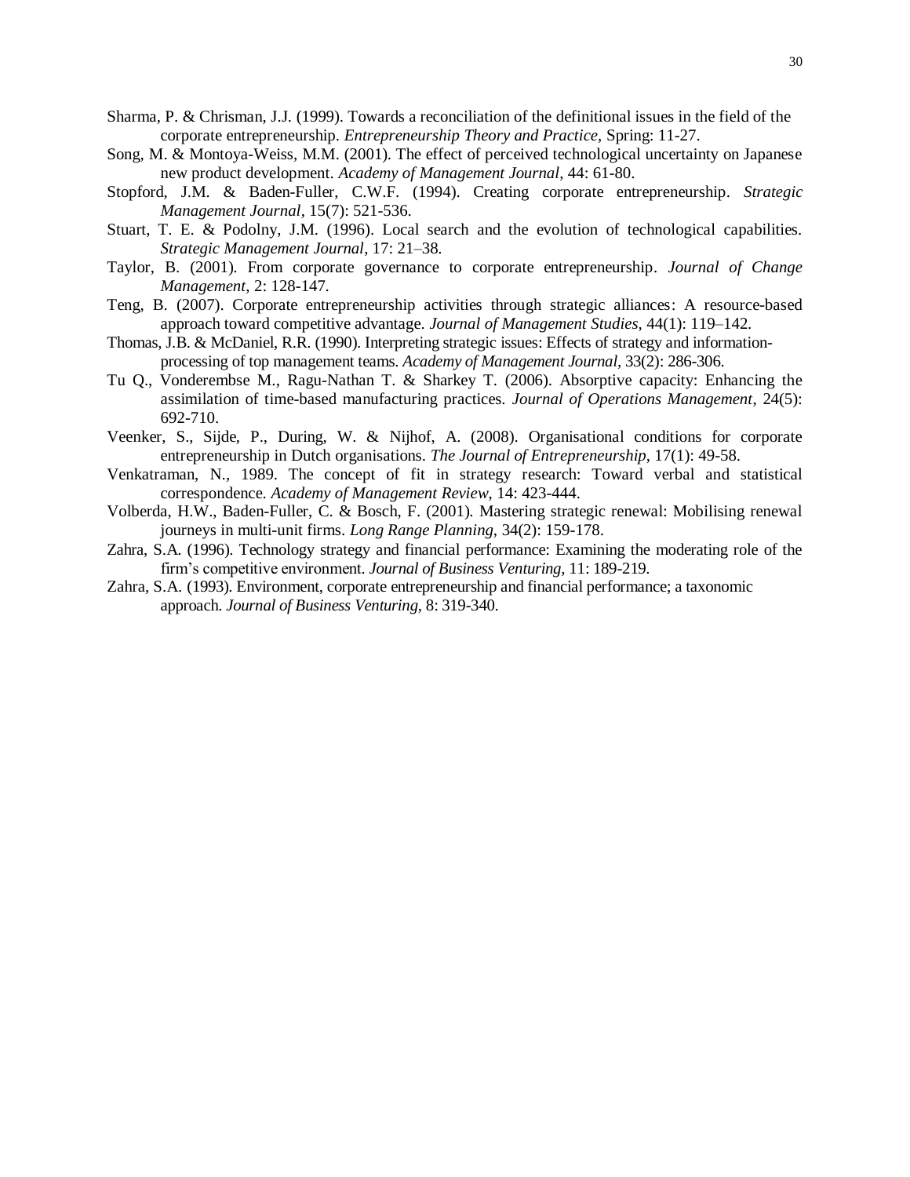Sharma, P. & Chrisman, J.J. (1999). Towards a reconciliation of the definitional issues in the field of the corporate entrepreneurship. *Entrepreneurship Theory and Practice*, Spring: 11-27.

Song, M. & Montoya-Weiss, M.M. (2001). The effect of perceived technological uncertainty on Japanese new product development. *Academy of Management Journal*, 44: 61-80.

Stopford, J.M. & Baden-Fuller, C.W.F. (1994). Creating corporate entrepreneurship. *Strategic Management Journal*, 15(7): 521-536.

Stuart, T. E. & Podolny, J.M. (1996). Local search and the evolution of technological capabilities. *Strategic Management Journal*, 17: 21–38.

Taylor, B. (2001). From corporate governance to corporate entrepreneurship. *Journal of Change Management*, 2: 128-147.

Teng, B. (2007). Corporate entrepreneurship activities through strategic alliances: A resource-based approach toward competitive advantage. *Journal of Management Studies*, 44(1): 119–142.

Thomas, J.B. & McDaniel, R.R. (1990). Interpreting strategic issues: Effects of strategy and information-processing of top management teams. *Academy of Management Journal*, 33(2): 286-306.

Tu Q., Vonderembse M., Ragu-Nathan T. & Sharkey T. (2006). Absorptive capacity: Enhancing the assimilation of time-based manufacturing practices. *Journal of Operations Management*, 24(5): 692-710.

Veenker, S., Sijde, P., During, W. & Nijhof, A. (2008). Organisational conditions for corporate entrepreneurship in Dutch organisations. *The Journal of Entrepreneurship*, 17(1): 49-58.

Venkatraman, N., 1989. The concept of fit in strategy research: Toward verbal and statistical correspondence. *Academy of Management Review*, 14: 423-444.

Volberda, H.W., Baden-Fuller, C. & Bosch, F. (2001). Mastering strategic renewal: Mobilising renewal journeys in multi-unit firms. *Long Range Planning*, 34(2): 159-178.

Zahra, S.A. (1996). Technology strategy and financial performance: Examining the moderating role of the firm's competitive environment. *Journal of Business Venturing*, 11: 189-219.

Zahra, S.A. (1993). Environment, corporate entrepreneurship and financial performance; a taxonomic approach. *Journal of Business Venturing*, 8: 319-340.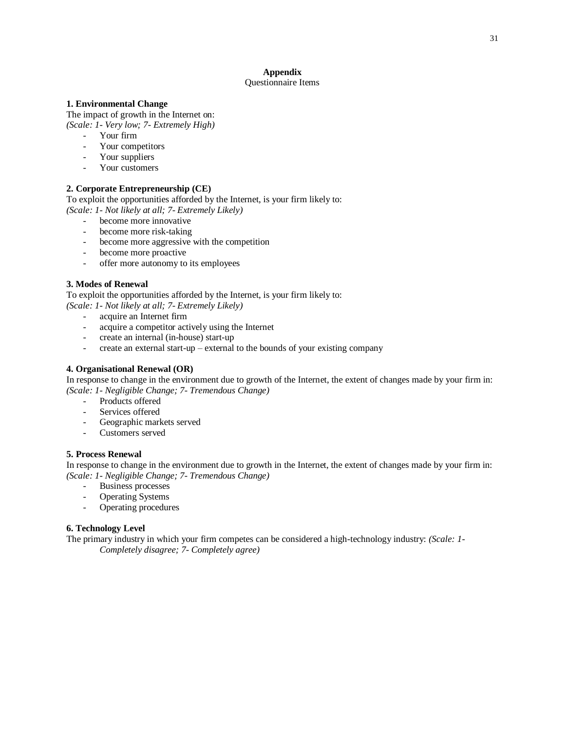## Appendix

Questionnaire Items

**1. Environmental Change**

The impact of growth in the Internet on:
*(Scale: 1- Very low; 7- Extremely High)*

- Your firm
- Your competitors
- Your suppliers
- Your customers

**2. Corporate Entrepreneurship (CE)**

To exploit the opportunities afforded by the Internet, is your firm likely to:
*(Scale: 1- Not likely at all; 7- Extremely Likely)*

- become more innovative
- become more risk-taking
- become more aggressive with the competition
- become more proactive
- offer more autonomy to its employees

**3. Modes of Renewal**

To exploit the opportunities afforded by the Internet, is your firm likely to:
*(Scale: 1- Not likely at all; 7- Extremely Likely)*

- acquire an Internet firm
- acquire a competitor actively using the Internet
- create an internal (in-house) start-up
- create an external start-up – external to the bounds of your existing company

**4. Organisational Renewal (OR)**

In response to change in the environment due to growth of the Internet, the extent of changes made by your firm in:
*(Scale: 1- Negligible Change; 7- Tremendous Change)*

- Products offered
- Services offered
- Geographic markets served
- Customers served

**5. Process Renewal**

In response to change in the environment due to growth in the Internet, the extent of changes made by your firm in:
*(Scale: 1- Negligible Change; 7- Tremendous Change)*

- Business processes
- Operating Systems
- Operating procedures

**6. Technology Level**

The primary industry in which your firm competes can be considered a high-technology industry: *(Scale: 1- Completely disagree; 7- Completely agree)*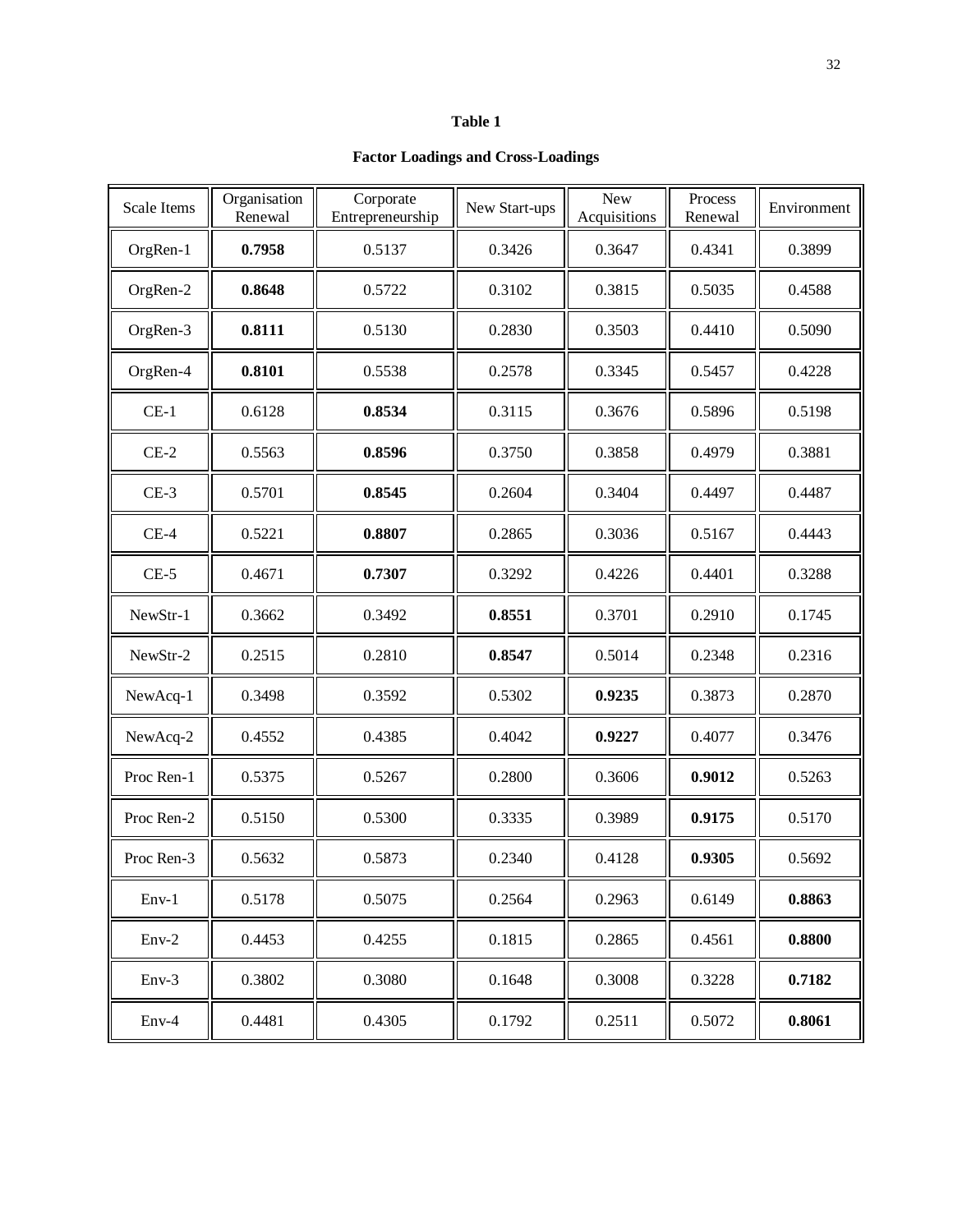**Table 1**

**Factor Loadings and Cross-Loadings**

| Scale Items | Organisation Renewal | Corporate Entrepreneurship | New Start-ups | New Acquisitions | Process Renewal | Environment |
|---|---|---|---|---|---|---|
| OrgRen-1 | **0.7958** | 0.5137 | 0.3426 | 0.3647 | 0.4341 | 0.3899 |
| OrgRen-2 | **0.8648** | 0.5722 | 0.3102 | 0.3815 | 0.5035 | 0.4588 |
| OrgRen-3 | **0.8111** | 0.5130 | 0.2830 | 0.3503 | 0.4410 | 0.5090 |
| OrgRen-4 | **0.8101** | 0.5538 | 0.2578 | 0.3345 | 0.5457 | 0.4228 |
| CE-1 | 0.6128 | **0.8534** | 0.3115 | 0.3676 | 0.5896 | 0.5198 |
| CE-2 | 0.5563 | **0.8596** | 0.3750 | 0.3858 | 0.4979 | 0.3881 |
| CE-3 | 0.5701 | **0.8545** | 0.2604 | 0.3404 | 0.4497 | 0.4487 |
| CE-4 | 0.5221 | **0.8807** | 0.2865 | 0.3036 | 0.5167 | 0.4443 |
| CE-5 | 0.4671 | **0.7307** | 0.3292 | 0.4226 | 0.4401 | 0.3288 |
| NewStr-1 | 0.3662 | 0.3492 | **0.8551** | 0.3701 | 0.2910 | 0.1745 |
| NewStr-2 | 0.2515 | 0.2810 | **0.8547** | 0.5014 | 0.2348 | 0.2316 |
| NewAcq-1 | 0.3498 | 0.3592 | 0.5302 | **0.9235** | 0.3873 | 0.2870 |
| NewAcq-2 | 0.4552 | 0.4385 | 0.4042 | **0.9227** | 0.4077 | 0.3476 |
| Proc Ren-1 | 0.5375 | 0.5267 | 0.2800 | 0.3606 | **0.9012** | 0.5263 |
| Proc Ren-2 | 0.5150 | 0.5300 | 0.3335 | 0.3989 | **0.9175** | 0.5170 |
| Proc Ren-3 | 0.5632 | 0.5873 | 0.2340 | 0.4128 | **0.9305** | 0.5692 |
| Env-1 | 0.5178 | 0.5075 | 0.2564 | 0.2963 | 0.6149 | **0.8863** |
| Env-2 | 0.4453 | 0.4255 | 0.1815 | 0.2865 | 0.4561 | **0.8800** |
| Env-3 | 0.3802 | 0.3080 | 0.1648 | 0.3008 | 0.3228 | **0.7182** |
| Env-4 | 0.4481 | 0.4305 | 0.1792 | 0.2511 | 0.5072 | **0.8061** |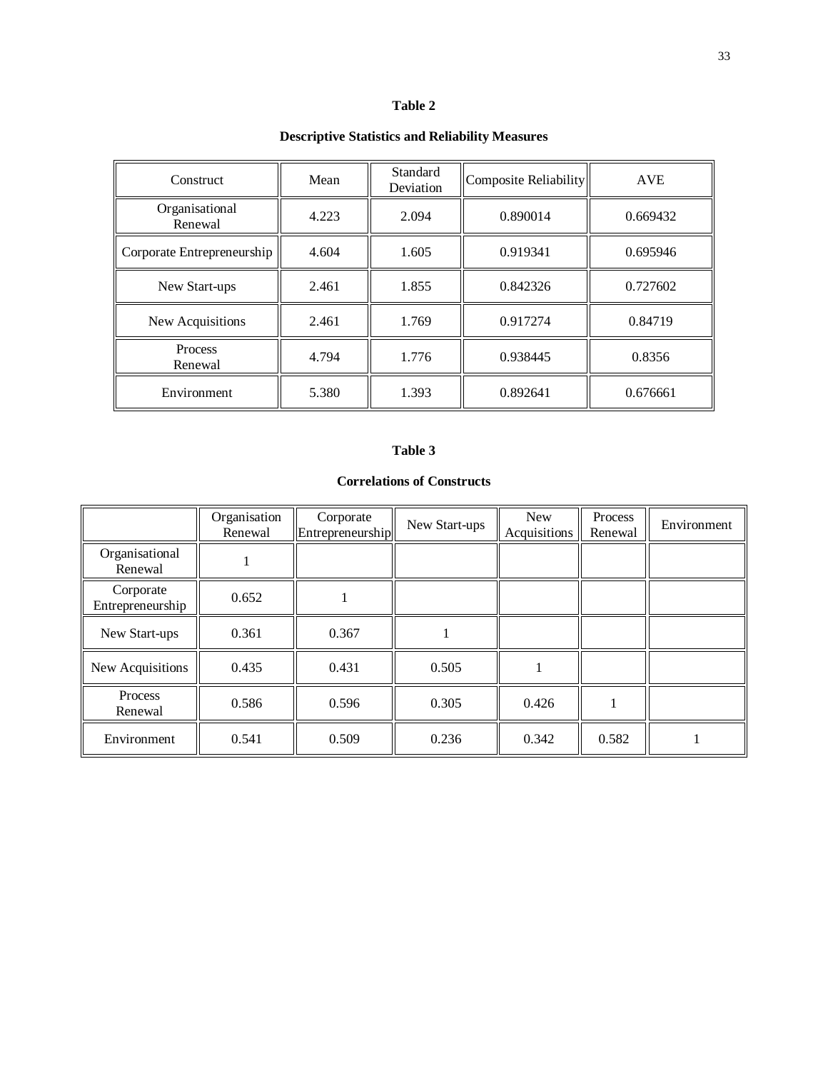**Table 2**

**Descriptive Statistics and Reliability Measures**

| Construct | Mean | Standard Deviation | Composite Reliability | AVE |
|---|---|---|---|---|
| Organisational Renewal | 4.223 | 2.094 | 0.890014 | 0.669432 |
| Corporate Entrepreneurship | 4.604 | 1.605 | 0.919341 | 0.695946 |
| New Start-ups | 2.461 | 1.855 | 0.842326 | 0.727602 |
| New Acquisitions | 2.461 | 1.769 | 0.917274 | 0.84719 |
| Process Renewal | 4.794 | 1.776 | 0.938445 | 0.8356 |
| Environment | 5.380 | 1.393 | 0.892641 | 0.676661 |

**Table 3**

**Correlations of Constructs**

| | Organisation Renewal | Corporate Entrepreneurship | New Start-ups | New Acquisitions | Process Renewal | Environment |
|---|---|---|---|---|---|---|
| Organisational Renewal | 1 | | | | | |
| Corporate Entrepreneurship | 0.652 | 1 | | | | |
| New Start-ups | 0.361 | 0.367 | 1 | | | |
| New Acquisitions | 0.435 | 0.431 | 0.505 | 1 | | |
| Process Renewal | 0.586 | 0.596 | 0.305 | 0.426 | 1 | |
| Environment | 0.541 | 0.509 | 0.236 | 0.342 | 0.582 | 1 |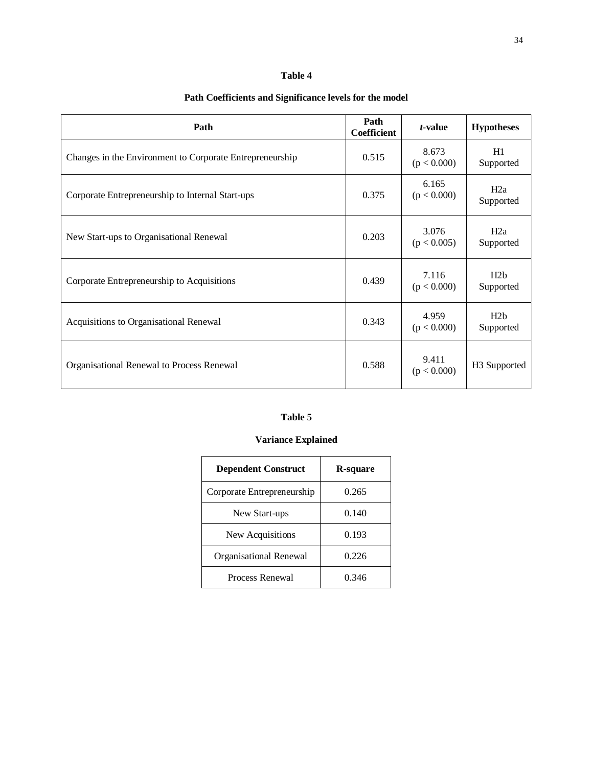**Table 4**

**Path Coefficients and Significance levels for the model**

| Path | Path Coefficient | *t*-value | Hypotheses |
|---|---|---|---|
| Changes in the Environment to Corporate Entrepreneurship | 0.515 | 8.673 ($p < 0.000$) | H1 Supported |
| Corporate Entrepreneurship to Internal Start-ups | 0.375 | 6.165 ($p < 0.000$) | H2a Supported |
| New Start-ups to Organisational Renewal | 0.203 | 3.076 ($p < 0.005$) | H2a Supported |
| Corporate Entrepreneurship to Acquisitions | 0.439 | 7.116 ($p < 0.000$) | H2b Supported |
| Acquisitions to Organisational Renewal | 0.343 | 4.959 ($p < 0.000$) | H2b Supported |
| Organisational Renewal to Process Renewal | 0.588 | 9.411 ($p < 0.000$) | H3 Supported |

**Table 5**

**Variance Explained**

| Dependent Construct | R-square |
|---|---|
| Corporate Entrepreneurship | 0.265 |
| New Start-ups | 0.140 |
| New Acquisitions | 0.193 |
| Organisational Renewal | 0.226 |
| Process Renewal | 0.346 |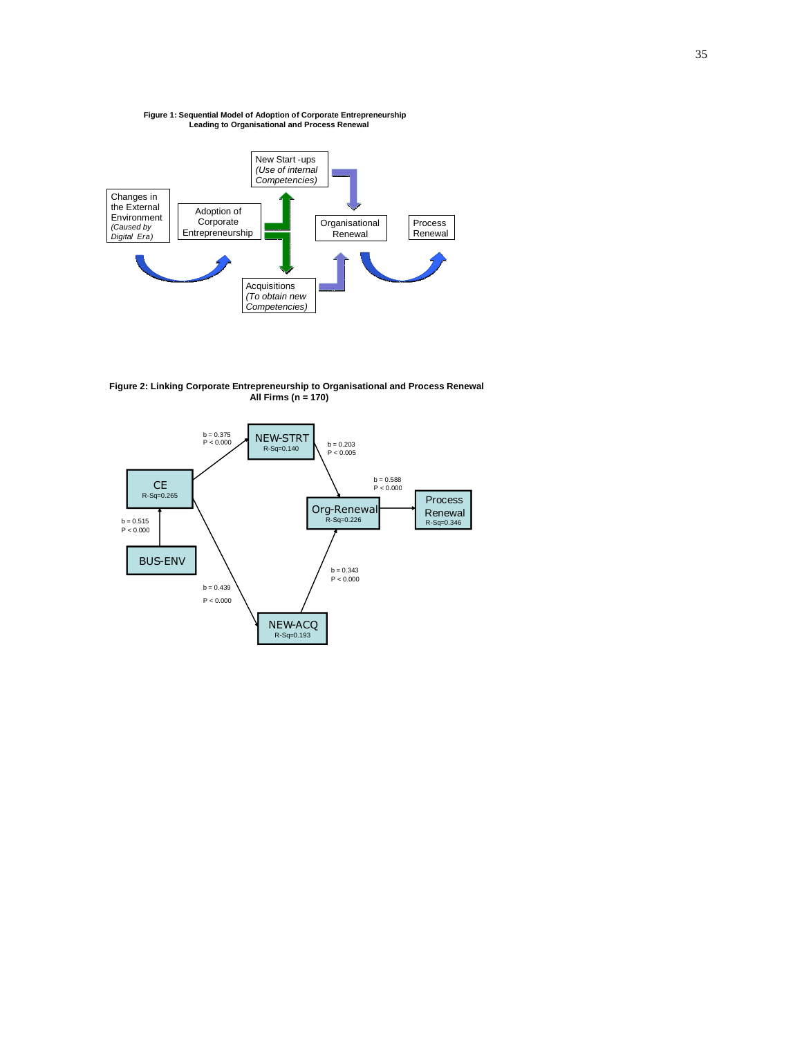**Figure 1: Sequential Model of Adoption of Corporate Entrepreneurship Leading to Organisational and Process Renewal**

Changes in the External Environment *(Caused by Digital Era)*

Adoption of Corporate Entrepreneurship

New Start -ups *(Use of internal Competencies)*

Acquisitions *(To obtain new Competencies)*

Organisational Renewal

Process Renewal

**Figure 2: Linking Corporate Entrepreneurship to Organisational and Process Renewal All Firms (n = 170)**

BUS-ENV → CE: b = 0.515, P < 0.000

CE (R-Sq=0.265)

CE → NEW-STRT: b = 0.375, P < 0.000

NEW-STRT (R-Sq=0.140)

CE → NEW-ACQ: b = 0.439, P < 0.000

NEW-ACQ (R-Sq=0.193)

NEW-STRT → Org-Renewal: b = 0.203, P < 0.005

NEW-ACQ → Org-Renewal: b = 0.343, P < 0.000

Org-Renewal (R-Sq=0.226)

Org-Renewal → Process Renewal: b = 0.588, P < 0.000

Process Renewal (R-Sq=0.346)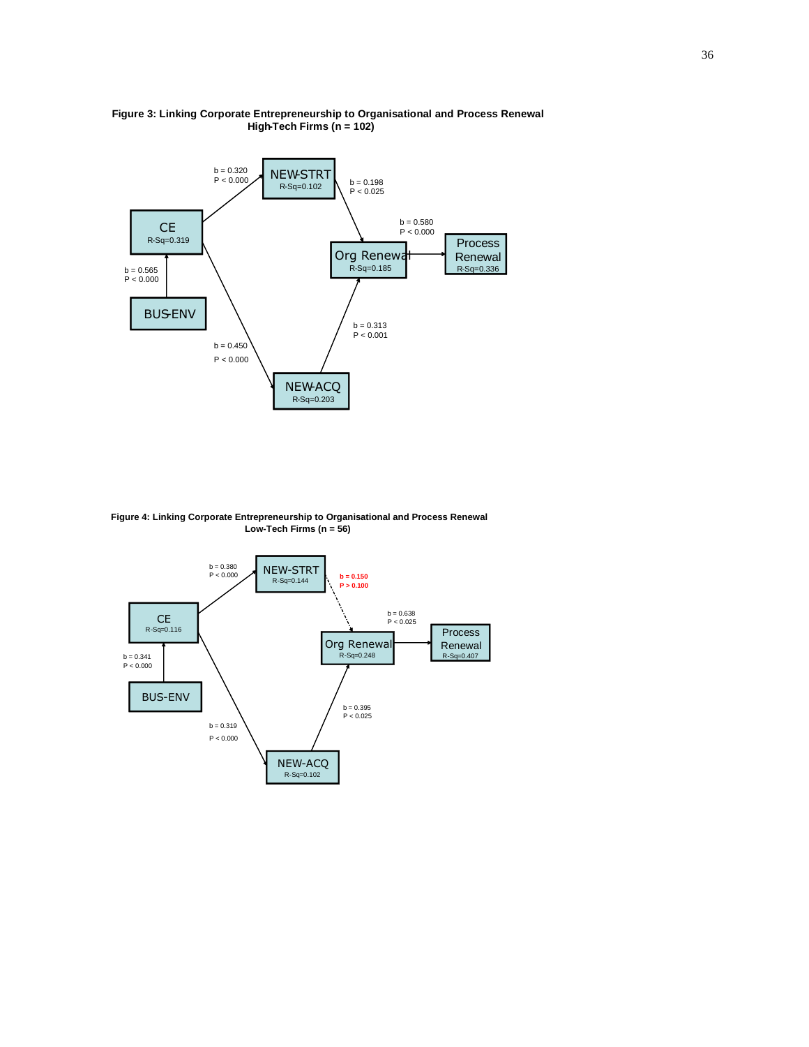**Figure 3: Linking Corporate Entrepreneurship to Organisational and Process Renewal**
**High-Tech Firms (n = 102)**

b = 0.320
P < 0.000

NEW-STRT
R-Sq=0.102

b = 0.198
P < 0.025

CE
R-Sq=0.319

b = 0.580
P < 0.000

Org Renewal
R-Sq=0.185

Process Renewal
R-Sq=0.336

b = 0.565
P < 0.000

BUS-ENV

b = 0.313
P < 0.001

b = 0.450
P < 0.000

NEW-ACQ
R-Sq=0.203

**Figure 4: Linking Corporate Entrepreneurship to Organisational and Process Renewal**
**Low-Tech Firms (n = 56)**

b = 0.380
P < 0.000

NEW-STRT
R-Sq=0.144

b = 0.150
P > 0.100

CE
R-Sq=0.116

b = 0.638
P < 0.025

Org Renewal
R-Sq=0.248

Process Renewal
R-Sq=0.407

b = 0.341
P < 0.000

BUS-ENV

b = 0.395
P < 0.025

b = 0.319
P < 0.000

NEW-ACQ
R-Sq=0.102